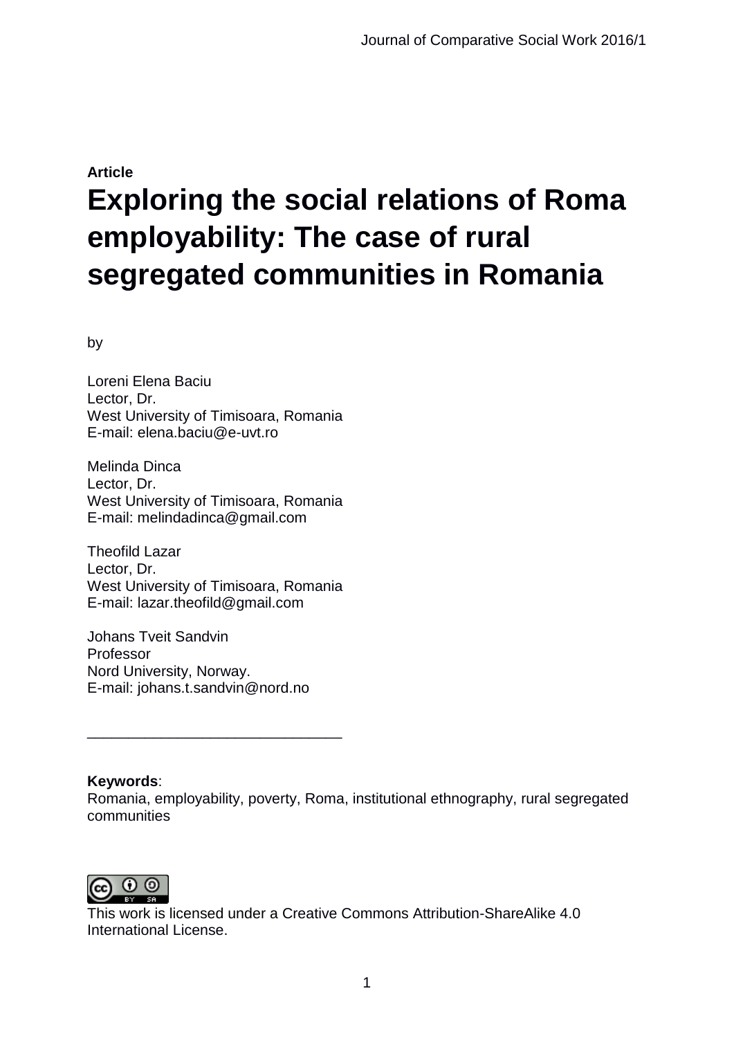**Article**

# Exploring the social relations of Roma employability: The case of rural segregated communities in Romania

by

Loreni Elena Baciu
Lector, Dr.
West University of Timisoara, Romania
E-mail: elena.baciu@e-uvt.ro

Melinda Dinca
Lector, Dr.
West University of Timisoara, Romania
E-mail: melindadinca@gmail.com

Theofild Lazar
Lector, Dr.
West University of Timisoara, Romania
E-mail: lazar.theofild@gmail.com

Johans Tveit Sandvin
Professor
Nord University, Norway.
E-mail: johans.t.sandvin@nord.no

---

**Keywords**:
Romania, employability, poverty, Roma, institutional ethnography, rural segregated communities

This work is licensed under a Creative Commons Attribution-ShareAlike 4.0 International License.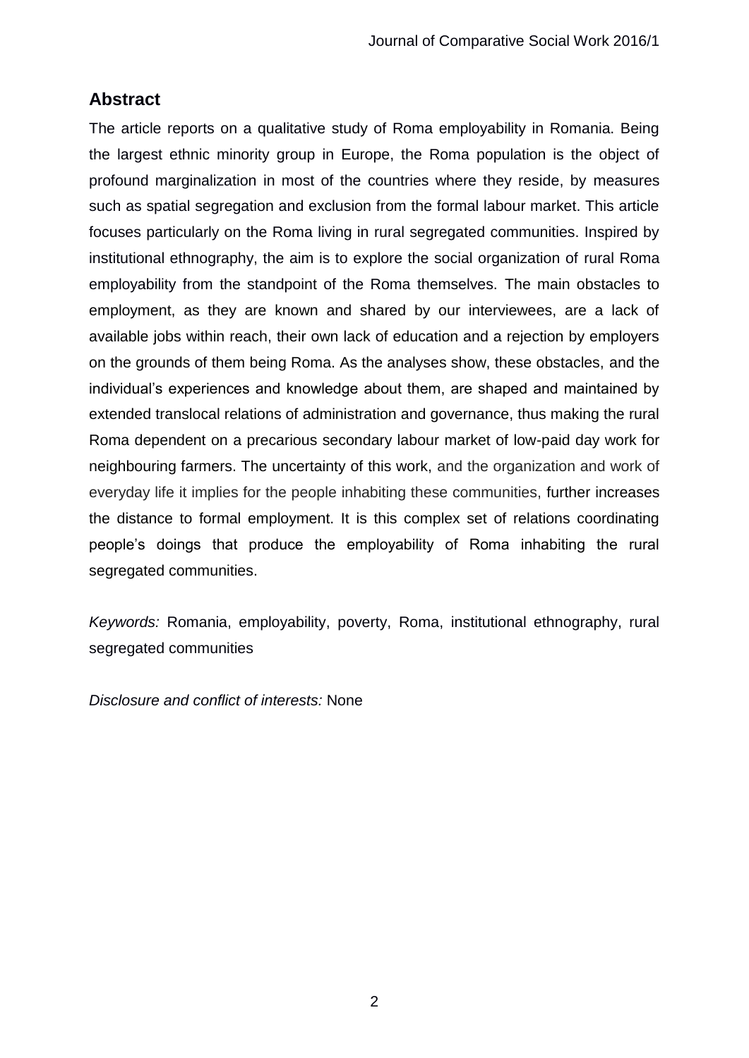## Abstract

The article reports on a qualitative study of Roma employability in Romania. Being the largest ethnic minority group in Europe, the Roma population is the object of profound marginalization in most of the countries where they reside, by measures such as spatial segregation and exclusion from the formal labour market. This article focuses particularly on the Roma living in rural segregated communities. Inspired by institutional ethnography, the aim is to explore the social organization of rural Roma employability from the standpoint of the Roma themselves. The main obstacles to employment, as they are known and shared by our interviewees, are a lack of available jobs within reach, their own lack of education and a rejection by employers on the grounds of them being Roma. As the analyses show, these obstacles, and the individual's experiences and knowledge about them, are shaped and maintained by extended translocal relations of administration and governance, thus making the rural Roma dependent on a precarious secondary labour market of low-paid day work for neighbouring farmers. The uncertainty of this work, and the organization and work of everyday life it implies for the people inhabiting these communities, further increases the distance to formal employment. It is this complex set of relations coordinating people's doings that produce the employability of Roma inhabiting the rural segregated communities.

*Keywords:* Romania, employability, poverty, Roma, institutional ethnography, rural segregated communities

*Disclosure and conflict of interests:* None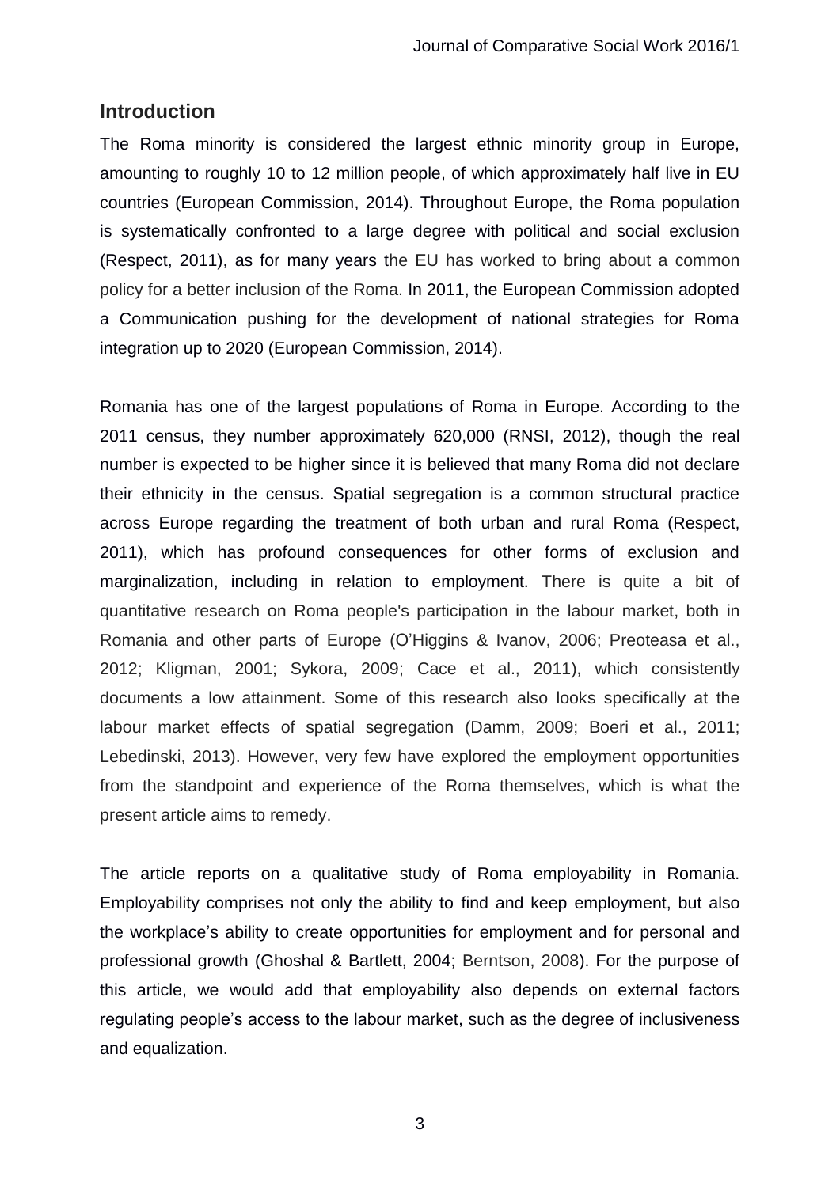## Introduction

The Roma minority is considered the largest ethnic minority group in Europe, amounting to roughly 10 to 12 million people, of which approximately half live in EU countries (European Commission, 2014). Throughout Europe, the Roma population is systematically confronted to a large degree with political and social exclusion (Respect, 2011), as for many years the EU has worked to bring about a common policy for a better inclusion of the Roma. In 2011, the European Commission adopted a Communication pushing for the development of national strategies for Roma integration up to 2020 (European Commission, 2014).

Romania has one of the largest populations of Roma in Europe. According to the 2011 census, they number approximately 620,000 (RNSI, 2012), though the real number is expected to be higher since it is believed that many Roma did not declare their ethnicity in the census. Spatial segregation is a common structural practice across Europe regarding the treatment of both urban and rural Roma (Respect, 2011), which has profound consequences for other forms of exclusion and marginalization, including in relation to employment. There is quite a bit of quantitative research on Roma people's participation in the labour market, both in Romania and other parts of Europe (O'Higgins & Ivanov, 2006; Preoteasa et al., 2012; Kligman, 2001; Sykora, 2009; Cace et al., 2011), which consistently documents a low attainment. Some of this research also looks specifically at the labour market effects of spatial segregation (Damm, 2009; Boeri et al., 2011; Lebedinski, 2013). However, very few have explored the employment opportunities from the standpoint and experience of the Roma themselves, which is what the present article aims to remedy.

The article reports on a qualitative study of Roma employability in Romania. Employability comprises not only the ability to find and keep employment, but also the workplace's ability to create opportunities for employment and for personal and professional growth (Ghoshal & Bartlett, 2004; Berntson, 2008). For the purpose of this article, we would add that employability also depends on external factors regulating people's access to the labour market, such as the degree of inclusiveness and equalization.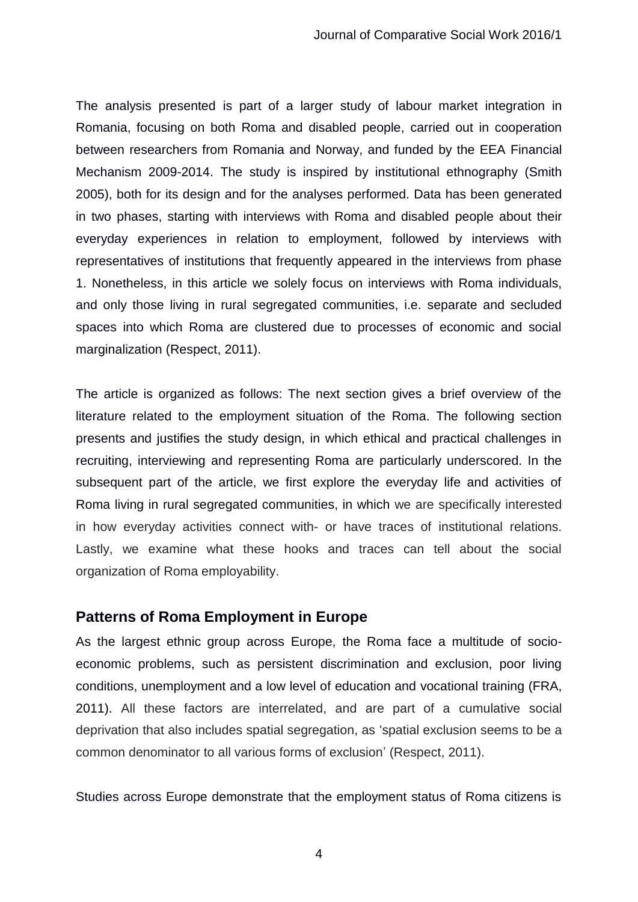The analysis presented is part of a larger study of labour market integration in Romania, focusing on both Roma and disabled people, carried out in cooperation between researchers from Romania and Norway, and funded by the EEA Financial Mechanism 2009-2014. The study is inspired by institutional ethnography (Smith 2005), both for its design and for the analyses performed. Data has been generated in two phases, starting with interviews with Roma and disabled people about their everyday experiences in relation to employment, followed by interviews with representatives of institutions that frequently appeared in the interviews from phase 1. Nonetheless, in this article we solely focus on interviews with Roma individuals, and only those living in rural segregated communities, i.e. separate and secluded spaces into which Roma are clustered due to processes of economic and social marginalization (Respect, 2011).

The article is organized as follows: The next section gives a brief overview of the literature related to the employment situation of the Roma. The following section presents and justifies the study design, in which ethical and practical challenges in recruiting, interviewing and representing Roma are particularly underscored. In the subsequent part of the article, we first explore the everyday life and activities of Roma living in rural segregated communities, in which we are specifically interested in how everyday activities connect with- or have traces of institutional relations. Lastly, we examine what these hooks and traces can tell about the social organization of Roma employability.

## Patterns of Roma Employment in Europe

As the largest ethnic group across Europe, the Roma face a multitude of socio-economic problems, such as persistent discrimination and exclusion, poor living conditions, unemployment and a low level of education and vocational training (FRA, 2011). All these factors are interrelated, and are part of a cumulative social deprivation that also includes spatial segregation, as 'spatial exclusion seems to be a common denominator to all various forms of exclusion' (Respect, 2011).

Studies across Europe demonstrate that the employment status of Roma citizens is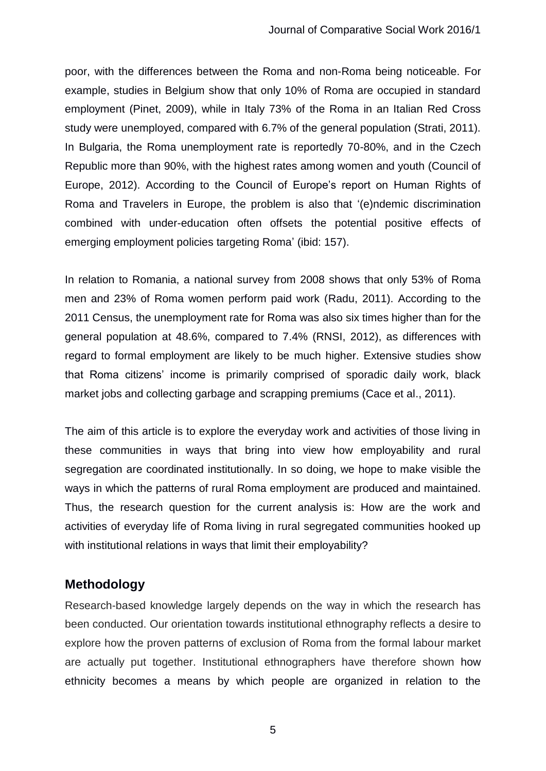poor, with the differences between the Roma and non-Roma being noticeable. For example, studies in Belgium show that only 10% of Roma are occupied in standard employment (Pinet, 2009), while in Italy 73% of the Roma in an Italian Red Cross study were unemployed, compared with 6.7% of the general population (Strati, 2011). In Bulgaria, the Roma unemployment rate is reportedly 70-80%, and in the Czech Republic more than 90%, with the highest rates among women and youth (Council of Europe, 2012). According to the Council of Europe's report on Human Rights of Roma and Travelers in Europe, the problem is also that '(e)ndemic discrimination combined with under-education often offsets the potential positive effects of emerging employment policies targeting Roma' (ibid: 157).

In relation to Romania, a national survey from 2008 shows that only 53% of Roma men and 23% of Roma women perform paid work (Radu, 2011). According to the 2011 Census, the unemployment rate for Roma was also six times higher than for the general population at 48.6%, compared to 7.4% (RNSI, 2012), as differences with regard to formal employment are likely to be much higher. Extensive studies show that Roma citizens' income is primarily comprised of sporadic daily work, black market jobs and collecting garbage and scrapping premiums (Cace et al., 2011).

The aim of this article is to explore the everyday work and activities of those living in these communities in ways that bring into view how employability and rural segregation are coordinated institutionally. In so doing, we hope to make visible the ways in which the patterns of rural Roma employment are produced and maintained. Thus, the research question for the current analysis is: How are the work and activities of everyday life of Roma living in rural segregated communities hooked up with institutional relations in ways that limit their employability?

## Methodology

Research-based knowledge largely depends on the way in which the research has been conducted. Our orientation towards institutional ethnography reflects a desire to explore how the proven patterns of exclusion of Roma from the formal labour market are actually put together. Institutional ethnographers have therefore shown how ethnicity becomes a means by which people are organized in relation to the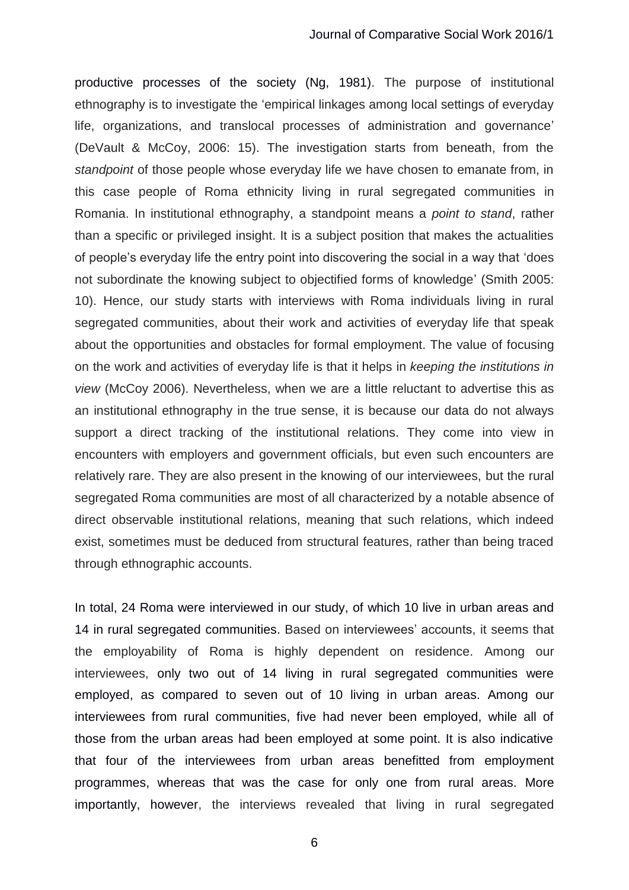productive processes of the society (Ng, 1981). The purpose of institutional ethnography is to investigate the 'empirical linkages among local settings of everyday life, organizations, and translocal processes of administration and governance' (DeVault & McCoy, 2006: 15). The investigation starts from beneath, from the *standpoint* of those people whose everyday life we have chosen to emanate from, in this case people of Roma ethnicity living in rural segregated communities in Romania. In institutional ethnography, a standpoint means a *point to stand*, rather than a specific or privileged insight. It is a subject position that makes the actualities of people's everyday life the entry point into discovering the social in a way that 'does not subordinate the knowing subject to objectified forms of knowledge' (Smith 2005: 10). Hence, our study starts with interviews with Roma individuals living in rural segregated communities, about their work and activities of everyday life that speak about the opportunities and obstacles for formal employment. The value of focusing on the work and activities of everyday life is that it helps in *keeping the institutions in view* (McCoy 2006). Nevertheless, when we are a little reluctant to advertise this as an institutional ethnography in the true sense, it is because our data do not always support a direct tracking of the institutional relations. They come into view in encounters with employers and government officials, but even such encounters are relatively rare. They are also present in the knowing of our interviewees, but the rural segregated Roma communities are most of all characterized by a notable absence of direct observable institutional relations, meaning that such relations, which indeed exist, sometimes must be deduced from structural features, rather than being traced through ethnographic accounts.

In total, 24 Roma were interviewed in our study, of which 10 live in urban areas and 14 in rural segregated communities. Based on interviewees' accounts, it seems that the employability of Roma is highly dependent on residence. Among our interviewees, only two out of 14 living in rural segregated communities were employed, as compared to seven out of 10 living in urban areas. Among our interviewees from rural communities, five had never been employed, while all of those from the urban areas had been employed at some point. It is also indicative that four of the interviewees from urban areas benefitted from employment programmes, whereas that was the case for only one from rural areas. More importantly, however, the interviews revealed that living in rural segregated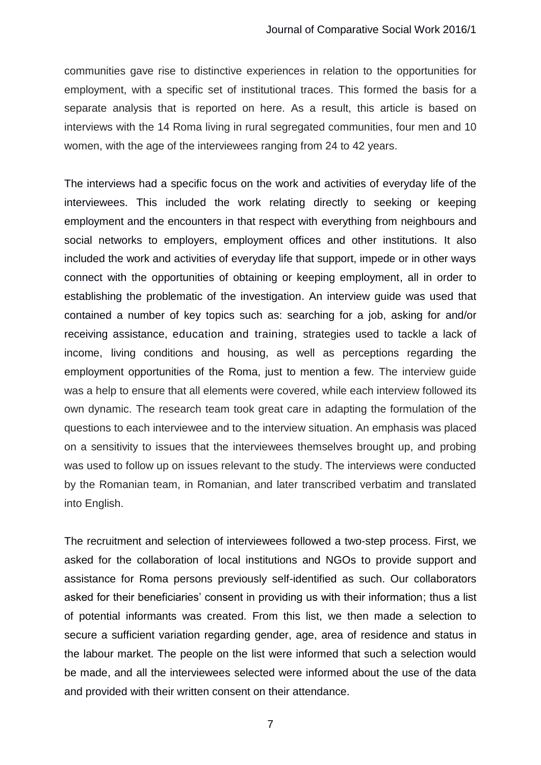communities gave rise to distinctive experiences in relation to the opportunities for employment, with a specific set of institutional traces. This formed the basis for a separate analysis that is reported on here. As a result, this article is based on interviews with the 14 Roma living in rural segregated communities, four men and 10 women, with the age of the interviewees ranging from 24 to 42 years.

The interviews had a specific focus on the work and activities of everyday life of the interviewees. This included the work relating directly to seeking or keeping employment and the encounters in that respect with everything from neighbours and social networks to employers, employment offices and other institutions. It also included the work and activities of everyday life that support, impede or in other ways connect with the opportunities of obtaining or keeping employment, all in order to establishing the problematic of the investigation. An interview guide was used that contained a number of key topics such as: searching for a job, asking for and/or receiving assistance, education and training, strategies used to tackle a lack of income, living conditions and housing, as well as perceptions regarding the employment opportunities of the Roma, just to mention a few. The interview guide was a help to ensure that all elements were covered, while each interview followed its own dynamic. The research team took great care in adapting the formulation of the questions to each interviewee and to the interview situation. An emphasis was placed on a sensitivity to issues that the interviewees themselves brought up, and probing was used to follow up on issues relevant to the study. The interviews were conducted by the Romanian team, in Romanian, and later transcribed verbatim and translated into English.

The recruitment and selection of interviewees followed a two-step process. First, we asked for the collaboration of local institutions and NGOs to provide support and assistance for Roma persons previously self-identified as such. Our collaborators asked for their beneficiaries' consent in providing us with their information; thus a list of potential informants was created. From this list, we then made a selection to secure a sufficient variation regarding gender, age, area of residence and status in the labour market. The people on the list were informed that such a selection would be made, and all the interviewees selected were informed about the use of the data and provided with their written consent on their attendance.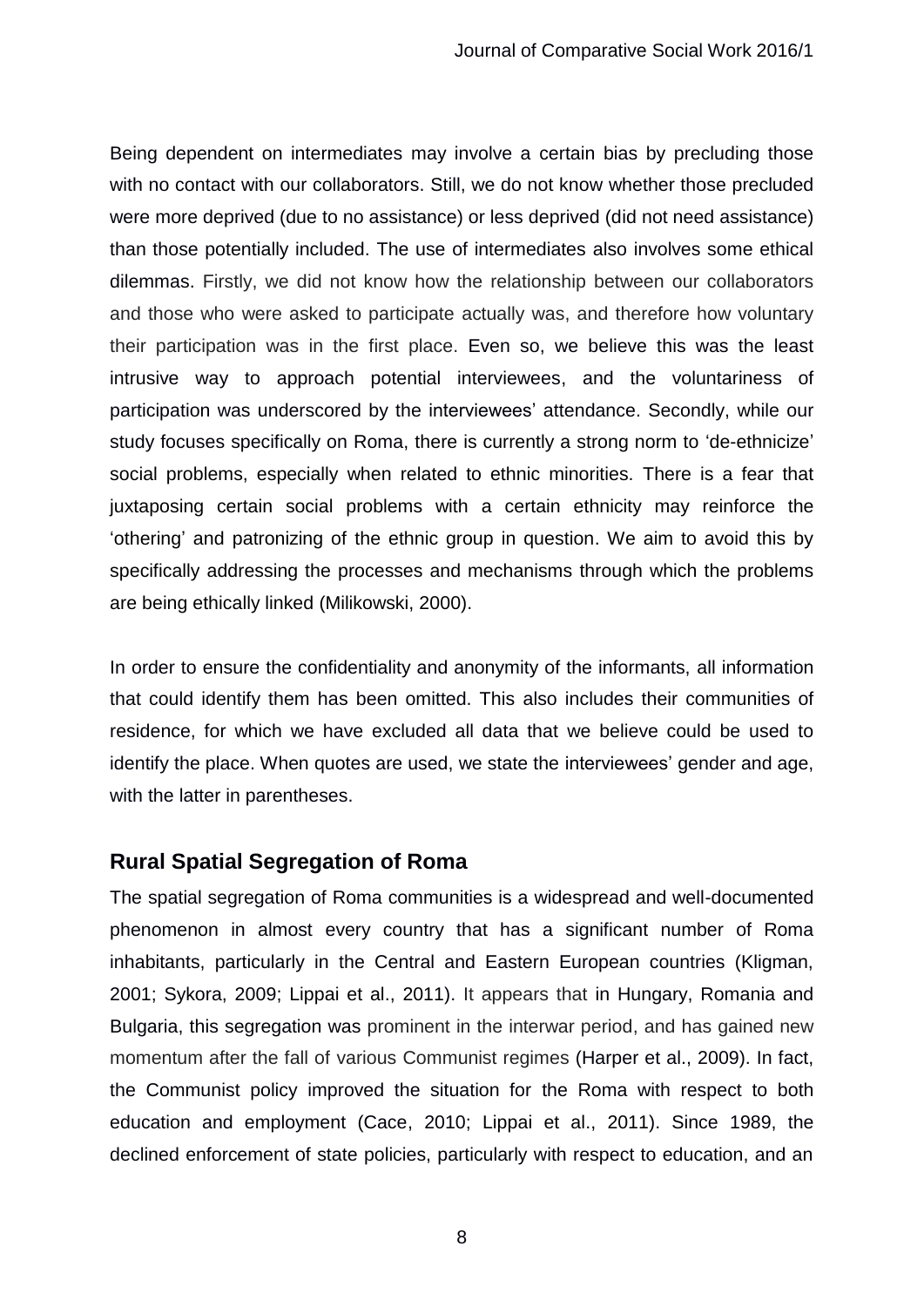Being dependent on intermediates may involve a certain bias by precluding those with no contact with our collaborators. Still, we do not know whether those precluded were more deprived (due to no assistance) or less deprived (did not need assistance) than those potentially included. The use of intermediates also involves some ethical dilemmas. Firstly, we did not know how the relationship between our collaborators and those who were asked to participate actually was, and therefore how voluntary their participation was in the first place. Even so, we believe this was the least intrusive way to approach potential interviewees, and the voluntariness of participation was underscored by the interviewees' attendance. Secondly, while our study focuses specifically on Roma, there is currently a strong norm to 'de-ethnicize' social problems, especially when related to ethnic minorities. There is a fear that juxtaposing certain social problems with a certain ethnicity may reinforce the 'othering' and patronizing of the ethnic group in question. We aim to avoid this by specifically addressing the processes and mechanisms through which the problems are being ethically linked (Milikowski, 2000).

In order to ensure the confidentiality and anonymity of the informants, all information that could identify them has been omitted. This also includes their communities of residence, for which we have excluded all data that we believe could be used to identify the place. When quotes are used, we state the interviewees' gender and age, with the latter in parentheses.

## Rural Spatial Segregation of Roma

The spatial segregation of Roma communities is a widespread and well-documented phenomenon in almost every country that has a significant number of Roma inhabitants, particularly in the Central and Eastern European countries (Kligman, 2001; Sykora, 2009; Lippai et al., 2011). It appears that in Hungary, Romania and Bulgaria, this segregation was prominent in the interwar period, and has gained new momentum after the fall of various Communist regimes (Harper et al., 2009). In fact, the Communist policy improved the situation for the Roma with respect to both education and employment (Cace, 2010; Lippai et al., 2011). Since 1989, the declined enforcement of state policies, particularly with respect to education, and an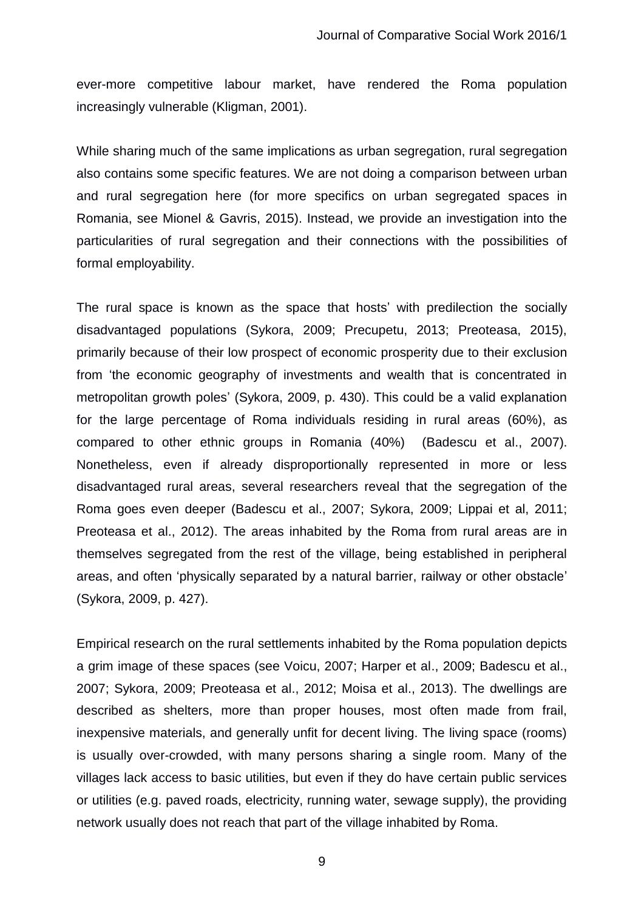ever-more competitive labour market, have rendered the Roma population increasingly vulnerable (Kligman, 2001).

While sharing much of the same implications as urban segregation, rural segregation also contains some specific features. We are not doing a comparison between urban and rural segregation here (for more specifics on urban segregated spaces in Romania, see Mionel & Gavris, 2015). Instead, we provide an investigation into the particularities of rural segregation and their connections with the possibilities of formal employability.

The rural space is known as the space that hosts' with predilection the socially disadvantaged populations (Sykora, 2009; Precupetu, 2013; Preoteasa, 2015), primarily because of their low prospect of economic prosperity due to their exclusion from 'the economic geography of investments and wealth that is concentrated in metropolitan growth poles' (Sykora, 2009, p. 430). This could be a valid explanation for the large percentage of Roma individuals residing in rural areas (60%), as compared to other ethnic groups in Romania (40%) (Badescu et al., 2007). Nonetheless, even if already disproportionally represented in more or less disadvantaged rural areas, several researchers reveal that the segregation of the Roma goes even deeper (Badescu et al., 2007; Sykora, 2009; Lippai et al, 2011; Preoteasa et al., 2012). The areas inhabited by the Roma from rural areas are in themselves segregated from the rest of the village, being established in peripheral areas, and often 'physically separated by a natural barrier, railway or other obstacle' (Sykora, 2009, p. 427).

Empirical research on the rural settlements inhabited by the Roma population depicts a grim image of these spaces (see Voicu, 2007; Harper et al., 2009; Badescu et al., 2007; Sykora, 2009; Preoteasa et al., 2012; Moisa et al., 2013). The dwellings are described as shelters, more than proper houses, most often made from frail, inexpensive materials, and generally unfit for decent living. The living space (rooms) is usually over-crowded, with many persons sharing a single room. Many of the villages lack access to basic utilities, but even if they do have certain public services or utilities (e.g. paved roads, electricity, running water, sewage supply), the providing network usually does not reach that part of the village inhabited by Roma.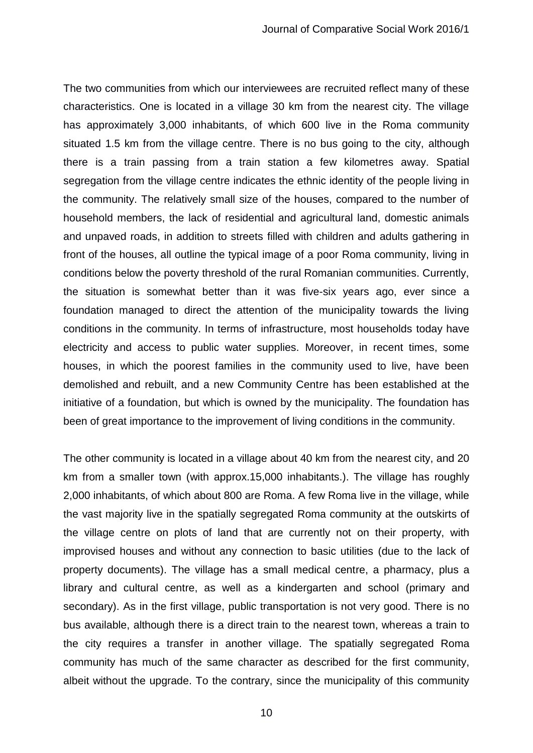The two communities from which our interviewees are recruited reflect many of these characteristics. One is located in a village 30 km from the nearest city. The village has approximately 3,000 inhabitants, of which 600 live in the Roma community situated 1.5 km from the village centre. There is no bus going to the city, although there is a train passing from a train station a few kilometres away. Spatial segregation from the village centre indicates the ethnic identity of the people living in the community. The relatively small size of the houses, compared to the number of household members, the lack of residential and agricultural land, domestic animals and unpaved roads, in addition to streets filled with children and adults gathering in front of the houses, all outline the typical image of a poor Roma community, living in conditions below the poverty threshold of the rural Romanian communities. Currently, the situation is somewhat better than it was five-six years ago, ever since a foundation managed to direct the attention of the municipality towards the living conditions in the community. In terms of infrastructure, most households today have electricity and access to public water supplies. Moreover, in recent times, some houses, in which the poorest families in the community used to live, have been demolished and rebuilt, and a new Community Centre has been established at the initiative of a foundation, but which is owned by the municipality. The foundation has been of great importance to the improvement of living conditions in the community.

The other community is located in a village about 40 km from the nearest city, and 20 km from a smaller town (with approx.15,000 inhabitants.). The village has roughly 2,000 inhabitants, of which about 800 are Roma. A few Roma live in the village, while the vast majority live in the spatially segregated Roma community at the outskirts of the village centre on plots of land that are currently not on their property, with improvised houses and without any connection to basic utilities (due to the lack of property documents). The village has a small medical centre, a pharmacy, plus a library and cultural centre, as well as a kindergarten and school (primary and secondary). As in the first village, public transportation is not very good. There is no bus available, although there is a direct train to the nearest town, whereas a train to the city requires a transfer in another village. The spatially segregated Roma community has much of the same character as described for the first community, albeit without the upgrade. To the contrary, since the municipality of this community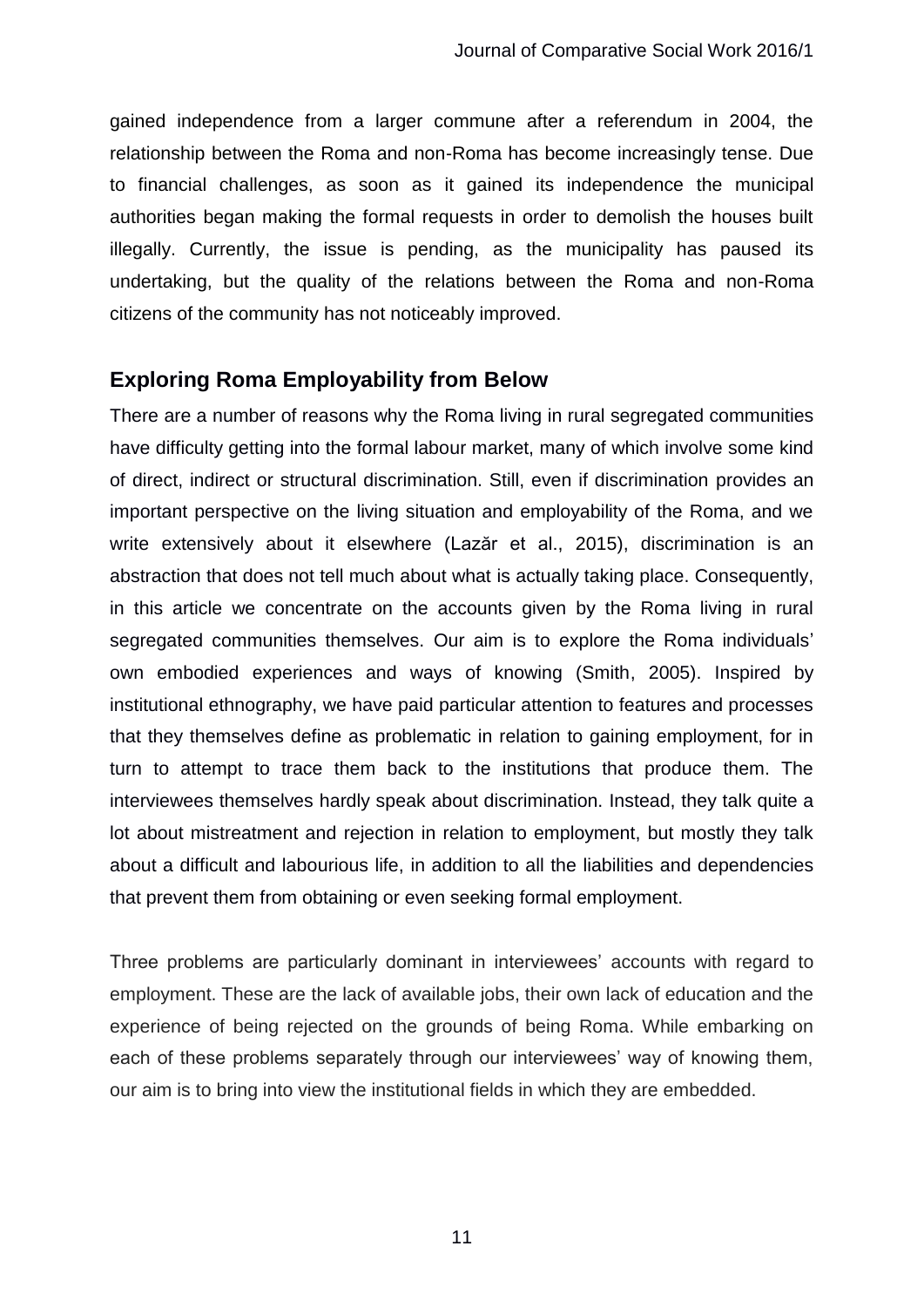gained independence from a larger commune after a referendum in 2004, the relationship between the Roma and non-Roma has become increasingly tense. Due to financial challenges, as soon as it gained its independence the municipal authorities began making the formal requests in order to demolish the houses built illegally. Currently, the issue is pending, as the municipality has paused its undertaking, but the quality of the relations between the Roma and non-Roma citizens of the community has not noticeably improved.

## Exploring Roma Employability from Below

There are a number of reasons why the Roma living in rural segregated communities have difficulty getting into the formal labour market, many of which involve some kind of direct, indirect or structural discrimination. Still, even if discrimination provides an important perspective on the living situation and employability of the Roma, and we write extensively about it elsewhere (Lazăr et al., 2015), discrimination is an abstraction that does not tell much about what is actually taking place. Consequently, in this article we concentrate on the accounts given by the Roma living in rural segregated communities themselves. Our aim is to explore the Roma individuals' own embodied experiences and ways of knowing (Smith, 2005). Inspired by institutional ethnography, we have paid particular attention to features and processes that they themselves define as problematic in relation to gaining employment, for in turn to attempt to trace them back to the institutions that produce them. The interviewees themselves hardly speak about discrimination. Instead, they talk quite a lot about mistreatment and rejection in relation to employment, but mostly they talk about a difficult and labourious life, in addition to all the liabilities and dependencies that prevent them from obtaining or even seeking formal employment.

Three problems are particularly dominant in interviewees' accounts with regard to employment. These are the lack of available jobs, their own lack of education and the experience of being rejected on the grounds of being Roma. While embarking on each of these problems separately through our interviewees' way of knowing them, our aim is to bring into view the institutional fields in which they are embedded.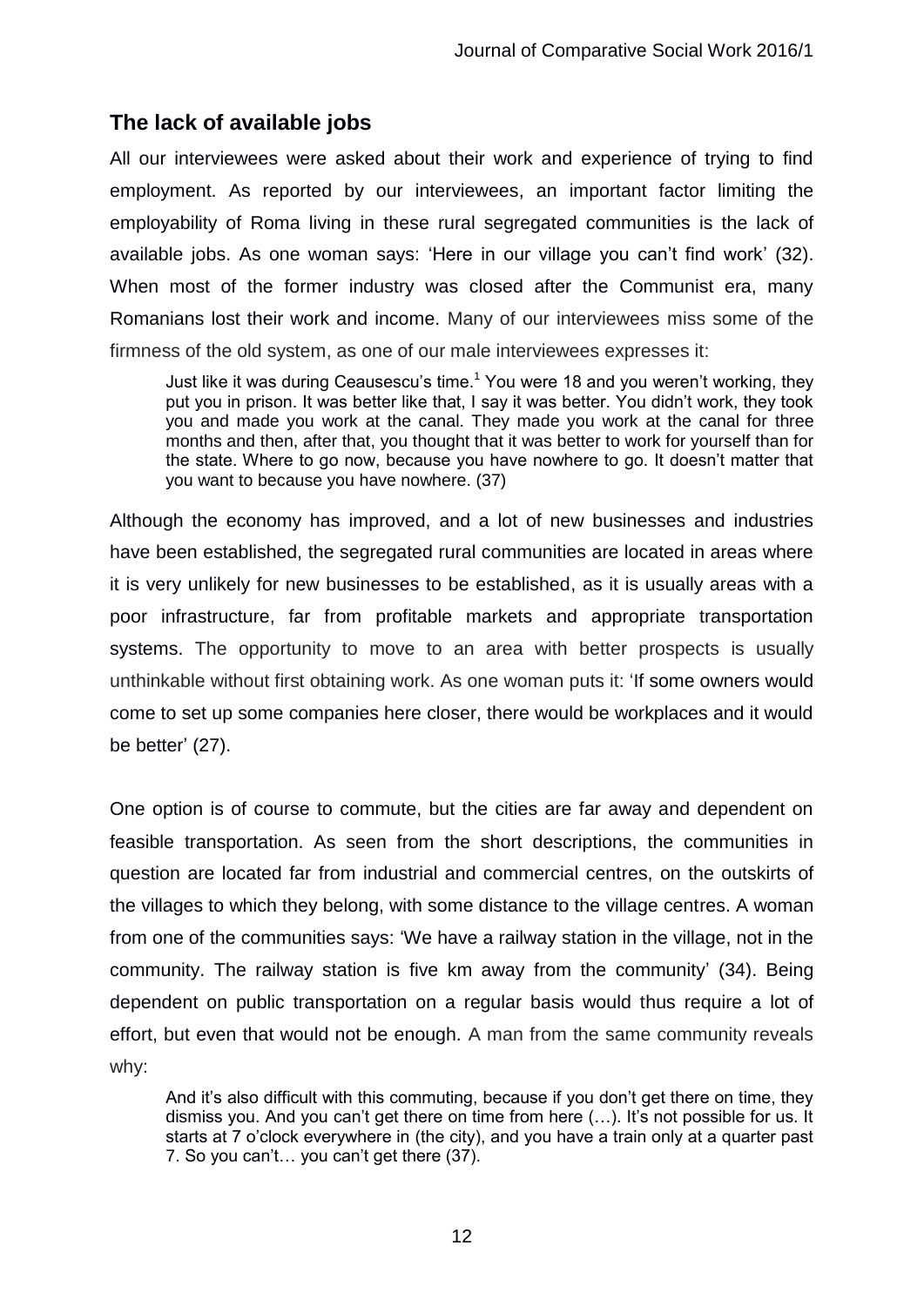## The lack of available jobs

All our interviewees were asked about their work and experience of trying to find employment. As reported by our interviewees, an important factor limiting the employability of Roma living in these rural segregated communities is the lack of available jobs. As one woman says: 'Here in our village you can't find work' (32). When most of the former industry was closed after the Communist era, many Romanians lost their work and income. Many of our interviewees miss some of the firmness of the old system, as one of our male interviewees expresses it:

> Just like it was during Ceausescu's time.[1] You were 18 and you weren't working, they put you in prison. It was better like that, I say it was better. You didn't work, they took you and made you work at the canal. They made you work at the canal for three months and then, after that, you thought that it was better to work for yourself than for the state. Where to go now, because you have nowhere to go. It doesn't matter that you want to because you have nowhere. (37)

Although the economy has improved, and a lot of new businesses and industries have been established, the segregated rural communities are located in areas where it is very unlikely for new businesses to be established, as it is usually areas with a poor infrastructure, far from profitable markets and appropriate transportation systems. The opportunity to move to an area with better prospects is usually unthinkable without first obtaining work. As one woman puts it: 'If some owners would come to set up some companies here closer, there would be workplaces and it would be better' (27).

One option is of course to commute, but the cities are far away and dependent on feasible transportation. As seen from the short descriptions, the communities in question are located far from industrial and commercial centres, on the outskirts of the villages to which they belong, with some distance to the village centres. A woman from one of the communities says: 'We have a railway station in the village, not in the community. The railway station is five km away from the community' (34). Being dependent on public transportation on a regular basis would thus require a lot of effort, but even that would not be enough. A man from the same community reveals why:

> And it's also difficult with this commuting, because if you don't get there on time, they dismiss you. And you can't get there on time from here (…). It's not possible for us. It starts at 7 o'clock everywhere in (the city), and you have a train only at a quarter past 7. So you can't… you can't get there (37).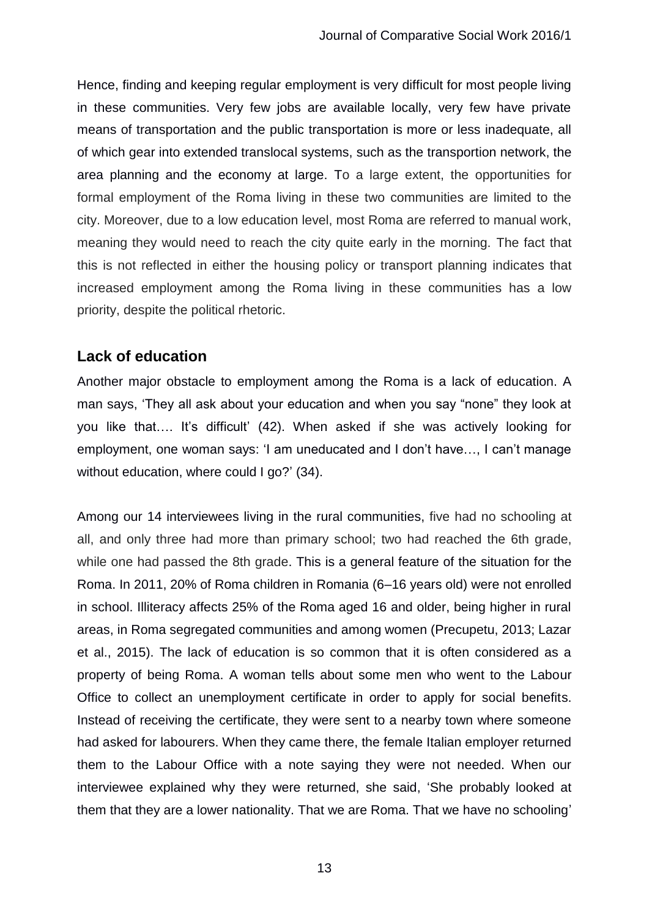Hence, finding and keeping regular employment is very difficult for most people living in these communities. Very few jobs are available locally, very few have private means of transportation and the public transportation is more or less inadequate, all of which gear into extended translocal systems, such as the transportion network, the area planning and the economy at large. To a large extent, the opportunities for formal employment of the Roma living in these two communities are limited to the city. Moreover, due to a low education level, most Roma are referred to manual work, meaning they would need to reach the city quite early in the morning. The fact that this is not reflected in either the housing policy or transport planning indicates that increased employment among the Roma living in these communities has a low priority, despite the political rhetoric.

## Lack of education

Another major obstacle to employment among the Roma is a lack of education. A man says, 'They all ask about your education and when you say "none" they look at you like that…. It's difficult' (42). When asked if she was actively looking for employment, one woman says: 'I am uneducated and I don't have…, I can't manage without education, where could I go?' (34).

Among our 14 interviewees living in the rural communities, five had no schooling at all, and only three had more than primary school; two had reached the 6th grade, while one had passed the 8th grade. This is a general feature of the situation for the Roma. In 2011, 20% of Roma children in Romania (6–16 years old) were not enrolled in school. Illiteracy affects 25% of the Roma aged 16 and older, being higher in rural areas, in Roma segregated communities and among women (Precupetu, 2013; Lazar et al., 2015). The lack of education is so common that it is often considered as a property of being Roma. A woman tells about some men who went to the Labour Office to collect an unemployment certificate in order to apply for social benefits. Instead of receiving the certificate, they were sent to a nearby town where someone had asked for labourers. When they came there, the female Italian employer returned them to the Labour Office with a note saying they were not needed. When our interviewee explained why they were returned, she said, 'She probably looked at them that they are a lower nationality. That we are Roma. That we have no schooling'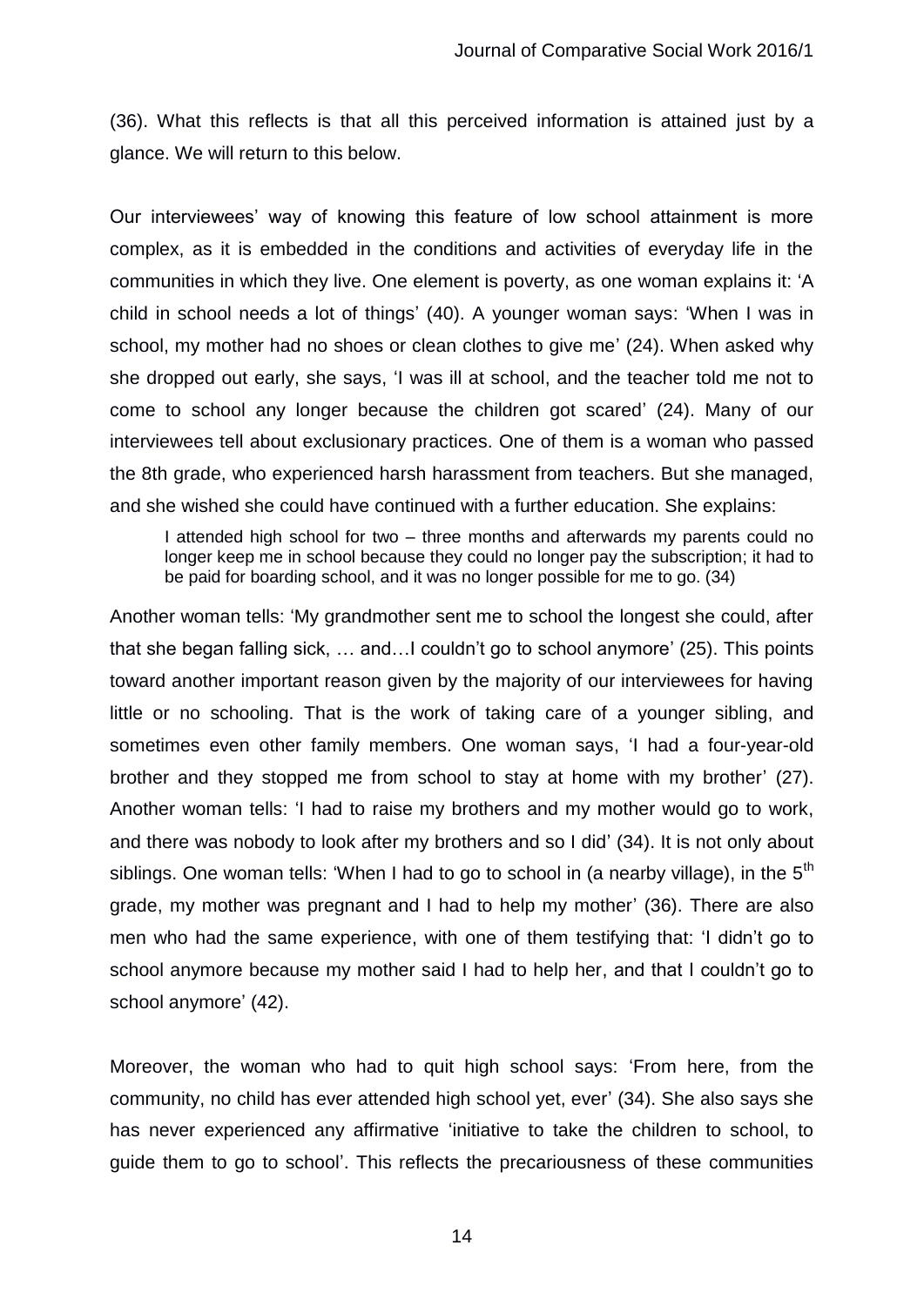(36). What this reflects is that all this perceived information is attained just by a glance. We will return to this below.

Our interviewees' way of knowing this feature of low school attainment is more complex, as it is embedded in the conditions and activities of everyday life in the communities in which they live. One element is poverty, as one woman explains it: 'A child in school needs a lot of things' (40). A younger woman says: 'When I was in school, my mother had no shoes or clean clothes to give me' (24). When asked why she dropped out early, she says, 'I was ill at school, and the teacher told me not to come to school any longer because the children got scared' (24). Many of our interviewees tell about exclusionary practices. One of them is a woman who passed the 8th grade, who experienced harsh harassment from teachers. But she managed, and she wished she could have continued with a further education. She explains:

> I attended high school for two – three months and afterwards my parents could no longer keep me in school because they could no longer pay the subscription; it had to be paid for boarding school, and it was no longer possible for me to go. (34)

Another woman tells: 'My grandmother sent me to school the longest she could, after that she began falling sick, … and…I couldn't go to school anymore' (25). This points toward another important reason given by the majority of our interviewees for having little or no schooling. That is the work of taking care of a younger sibling, and sometimes even other family members. One woman says, 'I had a four-year-old brother and they stopped me from school to stay at home with my brother' (27). Another woman tells: 'I had to raise my brothers and my mother would go to work, and there was nobody to look after my brothers and so I did' (34). It is not only about siblings. One woman tells: 'When I had to go to school in (a nearby village), in the 5th grade, my mother was pregnant and I had to help my mother' (36). There are also men who had the same experience, with one of them testifying that: 'I didn't go to school anymore because my mother said I had to help her, and that I couldn't go to school anymore' (42).

Moreover, the woman who had to quit high school says: 'From here, from the community, no child has ever attended high school yet, ever' (34). She also says she has never experienced any affirmative 'initiative to take the children to school, to guide them to go to school'. This reflects the precariousness of these communities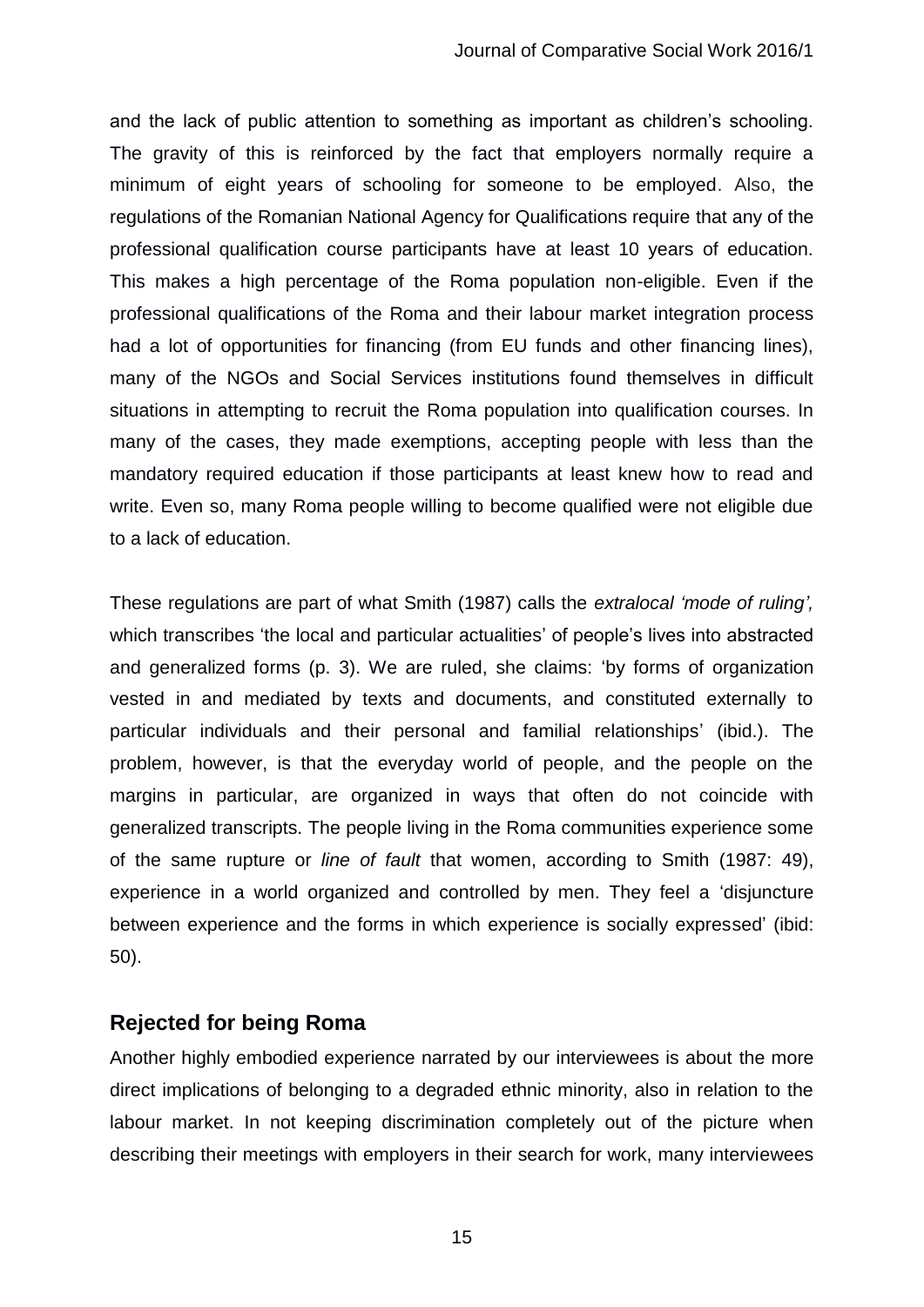and the lack of public attention to something as important as children's schooling. The gravity of this is reinforced by the fact that employers normally require a minimum of eight years of schooling for someone to be employed. Also, the regulations of the Romanian National Agency for Qualifications require that any of the professional qualification course participants have at least 10 years of education. This makes a high percentage of the Roma population non-eligible. Even if the professional qualifications of the Roma and their labour market integration process had a lot of opportunities for financing (from EU funds and other financing lines), many of the NGOs and Social Services institutions found themselves in difficult situations in attempting to recruit the Roma population into qualification courses. In many of the cases, they made exemptions, accepting people with less than the mandatory required education if those participants at least knew how to read and write. Even so, many Roma people willing to become qualified were not eligible due to a lack of education.

These regulations are part of what Smith (1987) calls the *extralocal 'mode of ruling',* which transcribes 'the local and particular actualities' of people's lives into abstracted and generalized forms (p. 3). We are ruled, she claims: 'by forms of organization vested in and mediated by texts and documents, and constituted externally to particular individuals and their personal and familial relationships' (ibid.). The problem, however, is that the everyday world of people, and the people on the margins in particular, are organized in ways that often do not coincide with generalized transcripts. The people living in the Roma communities experience some of the same rupture or *line of fault* that women, according to Smith (1987: 49), experience in a world organized and controlled by men. They feel a 'disjuncture between experience and the forms in which experience is socially expressed' (ibid: 50).

## Rejected for being Roma

Another highly embodied experience narrated by our interviewees is about the more direct implications of belonging to a degraded ethnic minority, also in relation to the labour market. In not keeping discrimination completely out of the picture when describing their meetings with employers in their search for work, many interviewees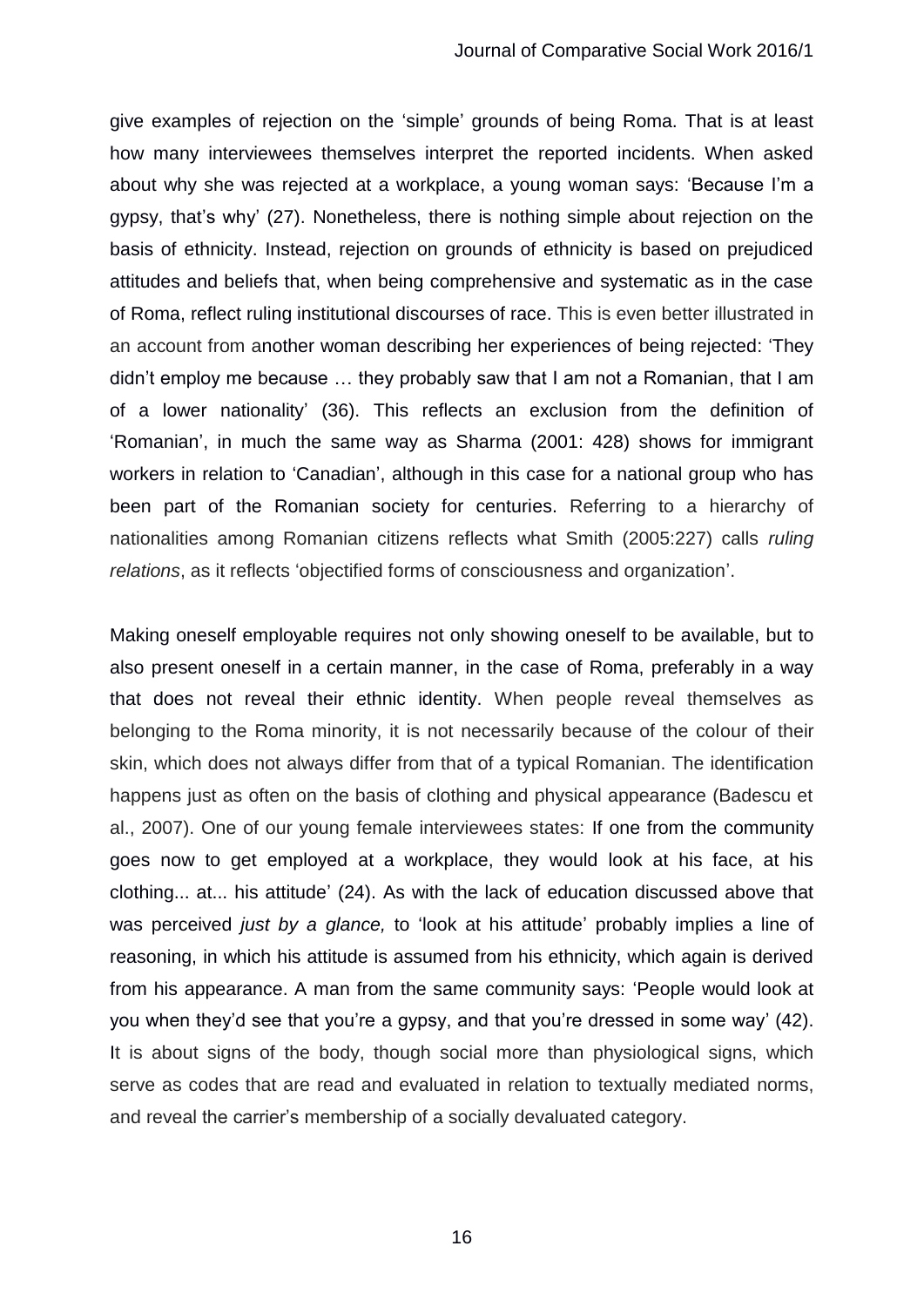give examples of rejection on the 'simple' grounds of being Roma. That is at least how many interviewees themselves interpret the reported incidents. When asked about why she was rejected at a workplace, a young woman says: 'Because I'm a gypsy, that's why' (27). Nonetheless, there is nothing simple about rejection on the basis of ethnicity. Instead, rejection on grounds of ethnicity is based on prejudiced attitudes and beliefs that, when being comprehensive and systematic as in the case of Roma, reflect ruling institutional discourses of race. This is even better illustrated in an account from another woman describing her experiences of being rejected: 'They didn't employ me because … they probably saw that I am not a Romanian, that I am of a lower nationality' (36). This reflects an exclusion from the definition of 'Romanian', in much the same way as Sharma (2001: 428) shows for immigrant workers in relation to 'Canadian', although in this case for a national group who has been part of the Romanian society for centuries. Referring to a hierarchy of nationalities among Romanian citizens reflects what Smith (2005:227) calls *ruling relations*, as it reflects 'objectified forms of consciousness and organization'.

Making oneself employable requires not only showing oneself to be available, but to also present oneself in a certain manner, in the case of Roma, preferably in a way that does not reveal their ethnic identity. When people reveal themselves as belonging to the Roma minority, it is not necessarily because of the colour of their skin, which does not always differ from that of a typical Romanian. The identification happens just as often on the basis of clothing and physical appearance (Badescu et al., 2007). One of our young female interviewees states: If one from the community goes now to get employed at a workplace, they would look at his face, at his clothing... at... his attitude' (24). As with the lack of education discussed above that was perceived *just by a glance,* to 'look at his attitude' probably implies a line of reasoning, in which his attitude is assumed from his ethnicity, which again is derived from his appearance. A man from the same community says: 'People would look at you when they'd see that you're a gypsy, and that you're dressed in some way' (42). It is about signs of the body, though social more than physiological signs, which serve as codes that are read and evaluated in relation to textually mediated norms, and reveal the carrier's membership of a socially devaluated category.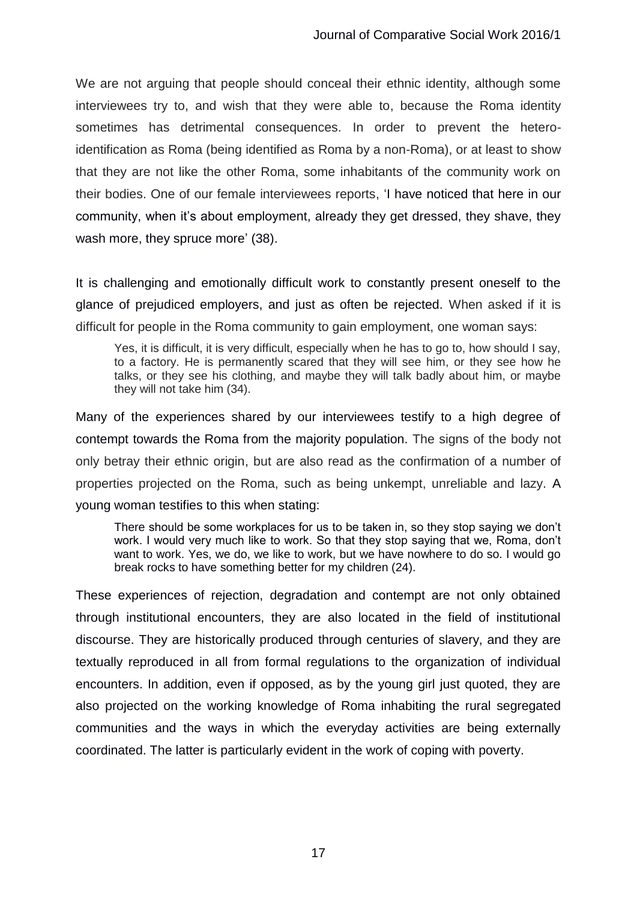We are not arguing that people should conceal their ethnic identity, although some interviewees try to, and wish that they were able to, because the Roma identity sometimes has detrimental consequences. In order to prevent the hetero-identification as Roma (being identified as Roma by a non-Roma), or at least to show that they are not like the other Roma, some inhabitants of the community work on their bodies. One of our female interviewees reports, 'I have noticed that here in our community, when it's about employment, already they get dressed, they shave, they wash more, they spruce more' (38).

It is challenging and emotionally difficult work to constantly present oneself to the glance of prejudiced employers, and just as often be rejected. When asked if it is difficult for people in the Roma community to gain employment, one woman says:

> Yes, it is difficult, it is very difficult, especially when he has to go to, how should I say, to a factory. He is permanently scared that they will see him, or they see how he talks, or they see his clothing, and maybe they will talk badly about him, or maybe they will not take him (34).

Many of the experiences shared by our interviewees testify to a high degree of contempt towards the Roma from the majority population. The signs of the body not only betray their ethnic origin, but are also read as the confirmation of a number of properties projected on the Roma, such as being unkempt, unreliable and lazy. A young woman testifies to this when stating:

> There should be some workplaces for us to be taken in, so they stop saying we don't work. I would very much like to work. So that they stop saying that we, Roma, don't want to work. Yes, we do, we like to work, but we have nowhere to do so. I would go break rocks to have something better for my children (24).

These experiences of rejection, degradation and contempt are not only obtained through institutional encounters, they are also located in the field of institutional discourse. They are historically produced through centuries of slavery, and they are textually reproduced in all from formal regulations to the organization of individual encounters. In addition, even if opposed, as by the young girl just quoted, they are also projected on the working knowledge of Roma inhabiting the rural segregated communities and the ways in which the everyday activities are being externally coordinated. The latter is particularly evident in the work of coping with poverty.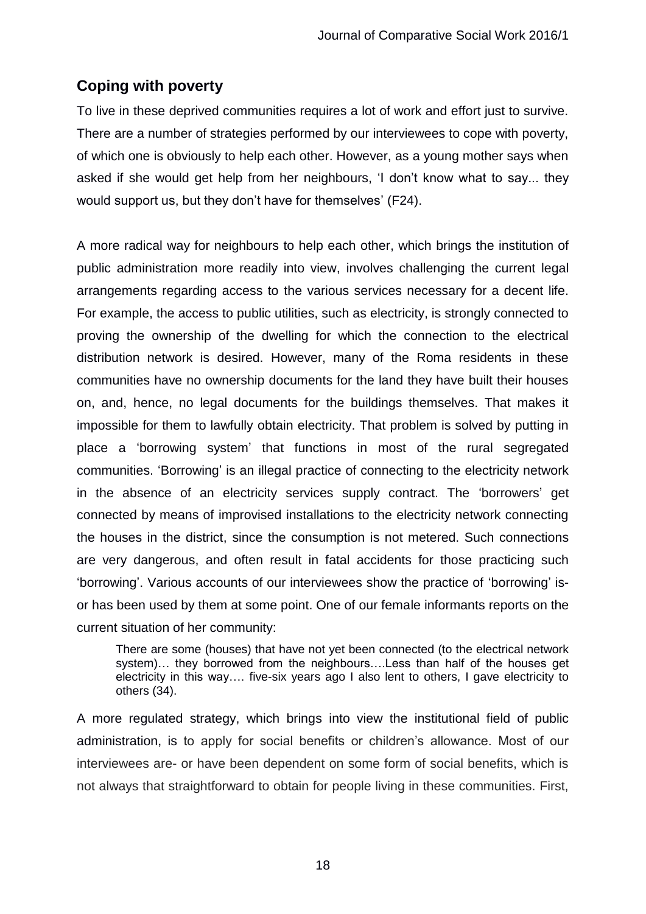## Coping with poverty

To live in these deprived communities requires a lot of work and effort just to survive. There are a number of strategies performed by our interviewees to cope with poverty, of which one is obviously to help each other. However, as a young mother says when asked if she would get help from her neighbours, 'I don't know what to say... they would support us, but they don't have for themselves' (F24).

A more radical way for neighbours to help each other, which brings the institution of public administration more readily into view, involves challenging the current legal arrangements regarding access to the various services necessary for a decent life. For example, the access to public utilities, such as electricity, is strongly connected to proving the ownership of the dwelling for which the connection to the electrical distribution network is desired. However, many of the Roma residents in these communities have no ownership documents for the land they have built their houses on, and, hence, no legal documents for the buildings themselves. That makes it impossible for them to lawfully obtain electricity. That problem is solved by putting in place a 'borrowing system' that functions in most of the rural segregated communities. 'Borrowing' is an illegal practice of connecting to the electricity network in the absence of an electricity services supply contract. The 'borrowers' get connected by means of improvised installations to the electricity network connecting the houses in the district, since the consumption is not metered. Such connections are very dangerous, and often result in fatal accidents for those practicing such 'borrowing'. Various accounts of our interviewees show the practice of 'borrowing' is- or has been used by them at some point. One of our female informants reports on the current situation of her community:

> There are some (houses) that have not yet been connected (to the electrical network system)… they borrowed from the neighbours….Less than half of the houses get electricity in this way…. five-six years ago I also lent to others, I gave electricity to others (34).

A more regulated strategy, which brings into view the institutional field of public administration, is to apply for social benefits or children's allowance. Most of our interviewees are- or have been dependent on some form of social benefits, which is not always that straightforward to obtain for people living in these communities. First,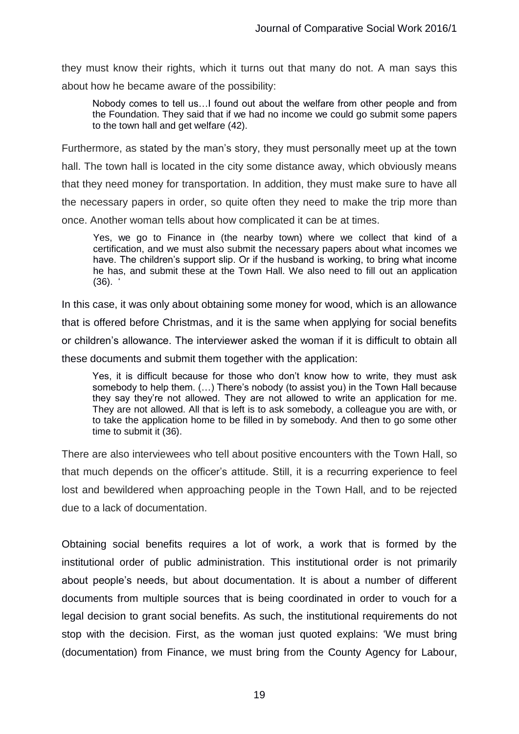they must know their rights, which it turns out that many do not. A man says this about how he became aware of the possibility:

> Nobody comes to tell us…I found out about the welfare from other people and from the Foundation. They said that if we had no income we could go submit some papers to the town hall and get welfare (42).

Furthermore, as stated by the man's story, they must personally meet up at the town hall. The town hall is located in the city some distance away, which obviously means that they need money for transportation. In addition, they must make sure to have all the necessary papers in order, so quite often they need to make the trip more than once. Another woman tells about how complicated it can be at times.

> Yes, we go to Finance in (the nearby town) where we collect that kind of a certification, and we must also submit the necessary papers about what incomes we have. The children's support slip. Or if the husband is working, to bring what income he has, and submit these at the Town Hall. We also need to fill out an application (36). '

In this case, it was only about obtaining some money for wood, which is an allowance that is offered before Christmas, and it is the same when applying for social benefits or children's allowance. The interviewer asked the woman if it is difficult to obtain all these documents and submit them together with the application:

> Yes, it is difficult because for those who don't know how to write, they must ask somebody to help them. (…) There's nobody (to assist you) in the Town Hall because they say they're not allowed. They are not allowed to write an application for me. They are not allowed. All that is left is to ask somebody, a colleague you are with, or to take the application home to be filled in by somebody. And then to go some other time to submit it (36).

There are also interviewees who tell about positive encounters with the Town Hall, so that much depends on the officer's attitude. Still, it is a recurring experience to feel lost and bewildered when approaching people in the Town Hall, and to be rejected due to a lack of documentation.

Obtaining social benefits requires a lot of work, a work that is formed by the institutional order of public administration. This institutional order is not primarily about people's needs, but about documentation. It is about a number of different documents from multiple sources that is being coordinated in order to vouch for a legal decision to grant social benefits. As such, the institutional requirements do not stop with the decision. First, as the woman just quoted explains: 'We must bring (documentation) from Finance, we must bring from the County Agency for Labour,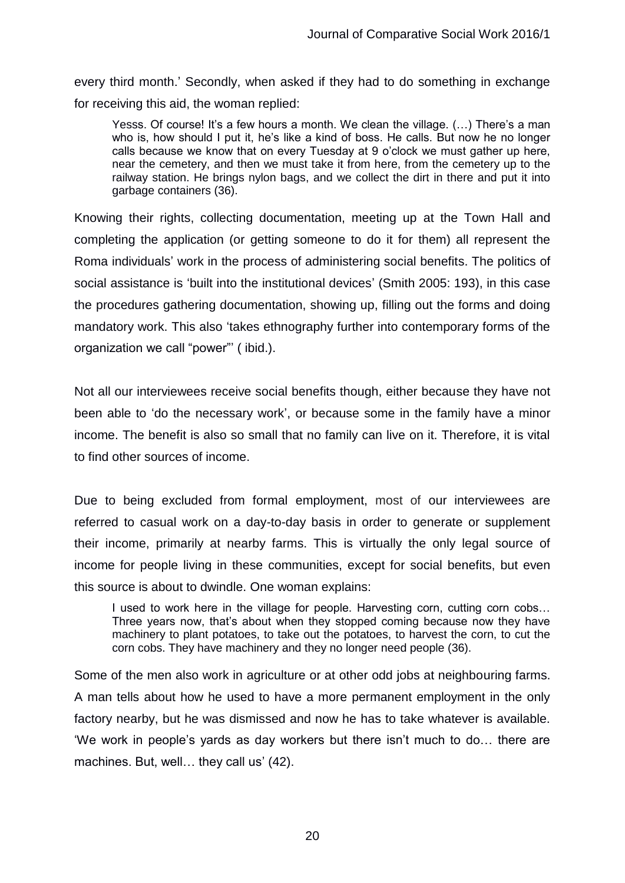every third month.' Secondly, when asked if they had to do something in exchange for receiving this aid, the woman replied:

> Yesss. Of course! It's a few hours a month. We clean the village. (…) There's a man who is, how should I put it, he's like a kind of boss. He calls. But now he no longer calls because we know that on every Tuesday at 9 o'clock we must gather up here, near the cemetery, and then we must take it from here, from the cemetery up to the railway station. He brings nylon bags, and we collect the dirt in there and put it into garbage containers (36).

Knowing their rights, collecting documentation, meeting up at the Town Hall and completing the application (or getting someone to do it for them) all represent the Roma individuals' work in the process of administering social benefits. The politics of social assistance is 'built into the institutional devices' (Smith 2005: 193), in this case the procedures gathering documentation, showing up, filling out the forms and doing mandatory work. This also 'takes ethnography further into contemporary forms of the organization we call "power"' ( ibid.).

Not all our interviewees receive social benefits though, either because they have not been able to 'do the necessary work', or because some in the family have a minor income. The benefit is also so small that no family can live on it. Therefore, it is vital to find other sources of income.

Due to being excluded from formal employment, most of our interviewees are referred to casual work on a day-to-day basis in order to generate or supplement their income, primarily at nearby farms. This is virtually the only legal source of income for people living in these communities, except for social benefits, but even this source is about to dwindle. One woman explains:

> I used to work here in the village for people. Harvesting corn, cutting corn cobs… Three years now, that's about when they stopped coming because now they have machinery to plant potatoes, to take out the potatoes, to harvest the corn, to cut the corn cobs. They have machinery and they no longer need people (36).

Some of the men also work in agriculture or at other odd jobs at neighbouring farms. A man tells about how he used to have a more permanent employment in the only factory nearby, but he was dismissed and now he has to take whatever is available. 'We work in people's yards as day workers but there isn't much to do… there are machines. But, well… they call us' (42).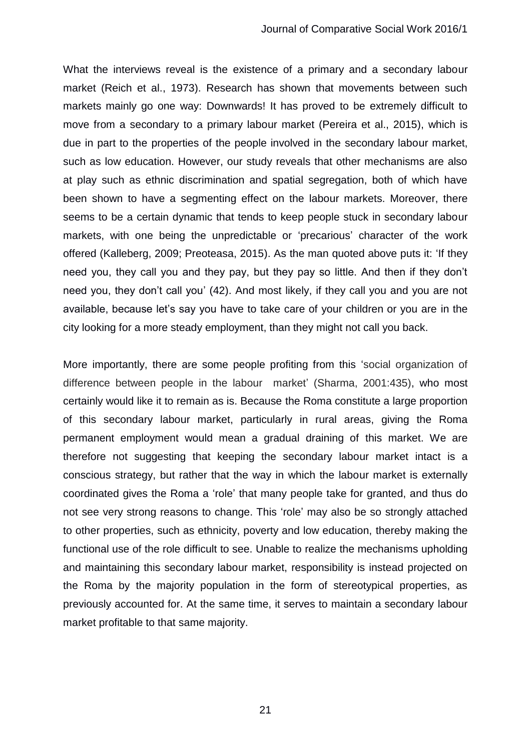What the interviews reveal is the existence of a primary and a secondary labour market (Reich et al., 1973). Research has shown that movements between such markets mainly go one way: Downwards! It has proved to be extremely difficult to move from a secondary to a primary labour market (Pereira et al., 2015), which is due in part to the properties of the people involved in the secondary labour market, such as low education. However, our study reveals that other mechanisms are also at play such as ethnic discrimination and spatial segregation, both of which have been shown to have a segmenting effect on the labour markets. Moreover, there seems to be a certain dynamic that tends to keep people stuck in secondary labour markets, with one being the unpredictable or 'precarious' character of the work offered (Kalleberg, 2009; Preoteasa, 2015). As the man quoted above puts it: 'If they need you, they call you and they pay, but they pay so little. And then if they don't need you, they don't call you' (42). And most likely, if they call you and you are not available, because let's say you have to take care of your children or you are in the city looking for a more steady employment, than they might not call you back.

More importantly, there are some people profiting from this 'social organization of difference between people in the labour market' (Sharma, 2001:435), who most certainly would like it to remain as is. Because the Roma constitute a large proportion of this secondary labour market, particularly in rural areas, giving the Roma permanent employment would mean a gradual draining of this market. We are therefore not suggesting that keeping the secondary labour market intact is a conscious strategy, but rather that the way in which the labour market is externally coordinated gives the Roma a 'role' that many people take for granted, and thus do not see very strong reasons to change. This 'role' may also be so strongly attached to other properties, such as ethnicity, poverty and low education, thereby making the functional use of the role difficult to see. Unable to realize the mechanisms upholding and maintaining this secondary labour market, responsibility is instead projected on the Roma by the majority population in the form of stereotypical properties, as previously accounted for. At the same time, it serves to maintain a secondary labour market profitable to that same majority.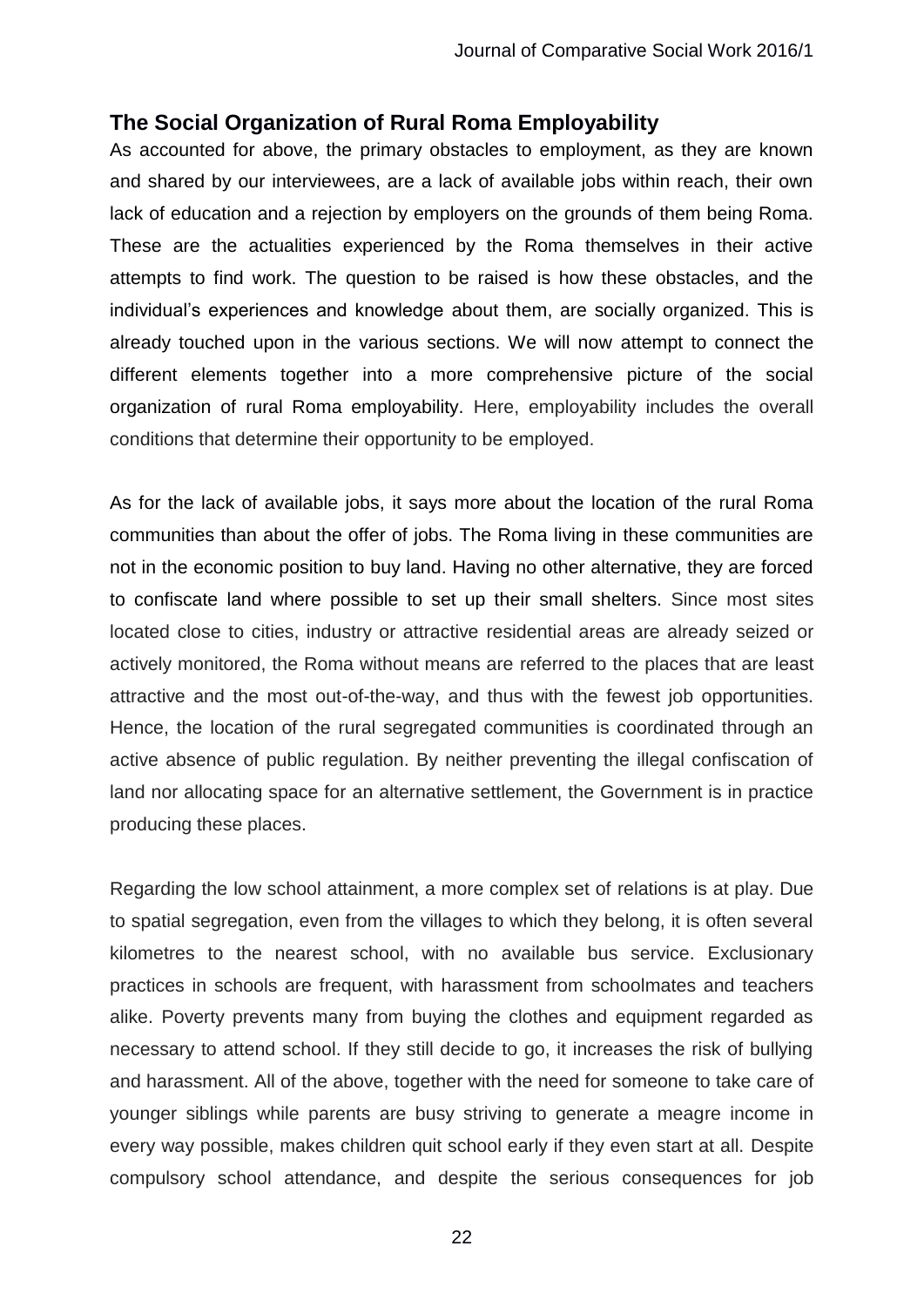## The Social Organization of Rural Roma Employability

As accounted for above, the primary obstacles to employment, as they are known and shared by our interviewees, are a lack of available jobs within reach, their own lack of education and a rejection by employers on the grounds of them being Roma. These are the actualities experienced by the Roma themselves in their active attempts to find work. The question to be raised is how these obstacles, and the individual's experiences and knowledge about them, are socially organized. This is already touched upon in the various sections. We will now attempt to connect the different elements together into a more comprehensive picture of the social organization of rural Roma employability. Here, employability includes the overall conditions that determine their opportunity to be employed.

As for the lack of available jobs, it says more about the location of the rural Roma communities than about the offer of jobs. The Roma living in these communities are not in the economic position to buy land. Having no other alternative, they are forced to confiscate land where possible to set up their small shelters. Since most sites located close to cities, industry or attractive residential areas are already seized or actively monitored, the Roma without means are referred to the places that are least attractive and the most out-of-the-way, and thus with the fewest job opportunities. Hence, the location of the rural segregated communities is coordinated through an active absence of public regulation. By neither preventing the illegal confiscation of land nor allocating space for an alternative settlement, the Government is in practice producing these places.

Regarding the low school attainment, a more complex set of relations is at play. Due to spatial segregation, even from the villages to which they belong, it is often several kilometres to the nearest school, with no available bus service. Exclusionary practices in schools are frequent, with harassment from schoolmates and teachers alike. Poverty prevents many from buying the clothes and equipment regarded as necessary to attend school. If they still decide to go, it increases the risk of bullying and harassment. All of the above, together with the need for someone to take care of younger siblings while parents are busy striving to generate a meagre income in every way possible, makes children quit school early if they even start at all. Despite compulsory school attendance, and despite the serious consequences for job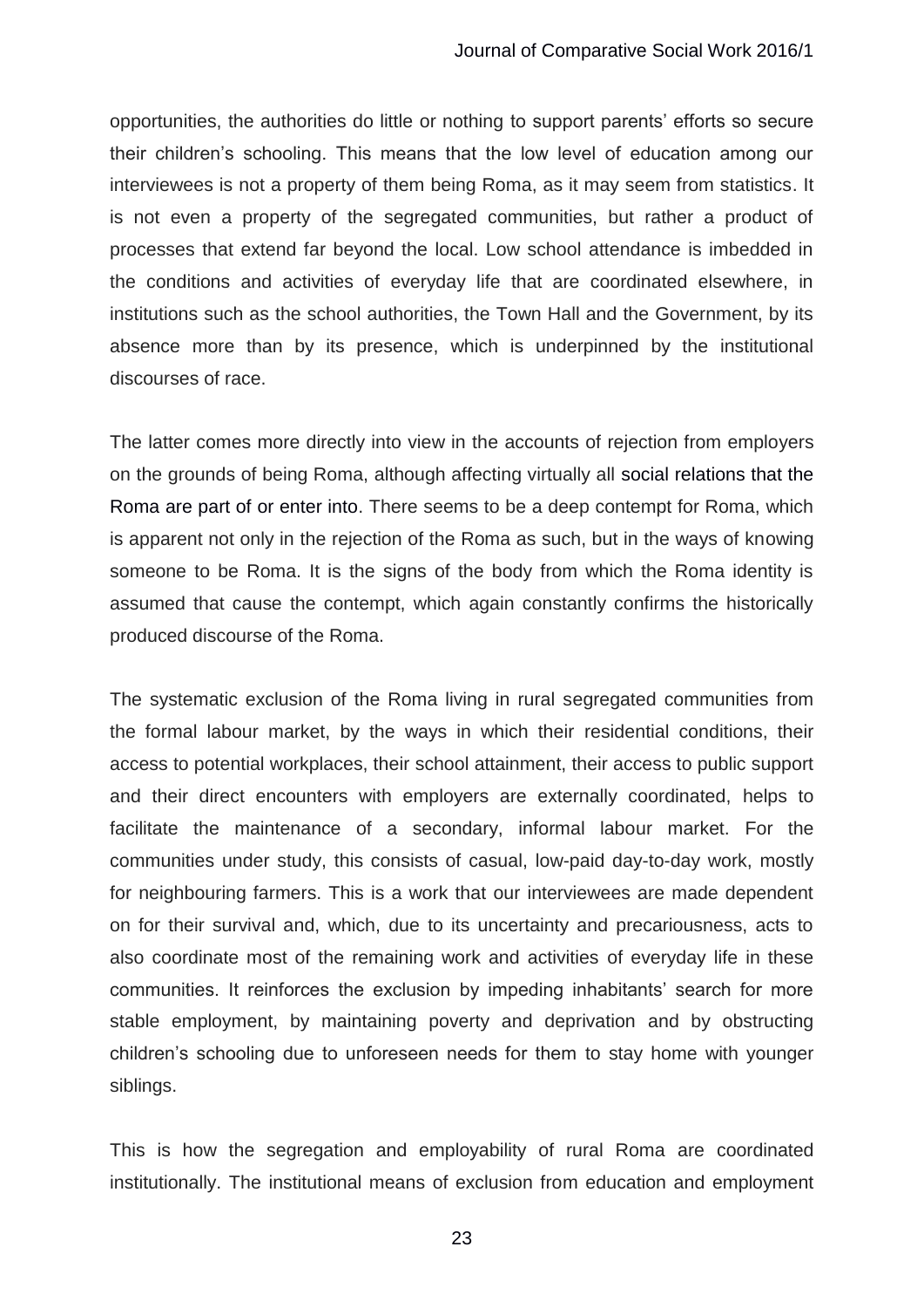opportunities, the authorities do little or nothing to support parents' efforts so secure their children's schooling. This means that the low level of education among our interviewees is not a property of them being Roma, as it may seem from statistics. It is not even a property of the segregated communities, but rather a product of processes that extend far beyond the local. Low school attendance is imbedded in the conditions and activities of everyday life that are coordinated elsewhere, in institutions such as the school authorities, the Town Hall and the Government, by its absence more than by its presence, which is underpinned by the institutional discourses of race.

The latter comes more directly into view in the accounts of rejection from employers on the grounds of being Roma, although affecting virtually all social relations that the Roma are part of or enter into. There seems to be a deep contempt for Roma, which is apparent not only in the rejection of the Roma as such, but in the ways of knowing someone to be Roma. It is the signs of the body from which the Roma identity is assumed that cause the contempt, which again constantly confirms the historically produced discourse of the Roma.

The systematic exclusion of the Roma living in rural segregated communities from the formal labour market, by the ways in which their residential conditions, their access to potential workplaces, their school attainment, their access to public support and their direct encounters with employers are externally coordinated, helps to facilitate the maintenance of a secondary, informal labour market. For the communities under study, this consists of casual, low-paid day-to-day work, mostly for neighbouring farmers. This is a work that our interviewees are made dependent on for their survival and, which, due to its uncertainty and precariousness, acts to also coordinate most of the remaining work and activities of everyday life in these communities. It reinforces the exclusion by impeding inhabitants' search for more stable employment, by maintaining poverty and deprivation and by obstructing children's schooling due to unforeseen needs for them to stay home with younger siblings.

This is how the segregation and employability of rural Roma are coordinated institutionally. The institutional means of exclusion from education and employment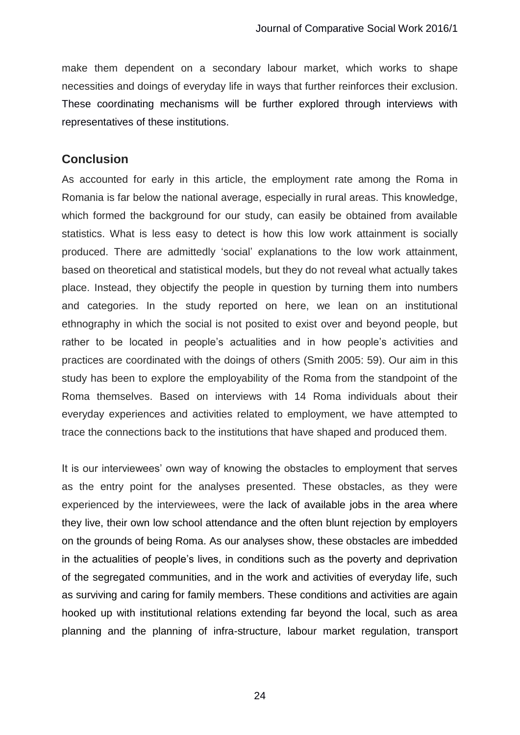make them dependent on a secondary labour market, which works to shape necessities and doings of everyday life in ways that further reinforces their exclusion. These coordinating mechanisms will be further explored through interviews with representatives of these institutions.

## Conclusion

As accounted for early in this article, the employment rate among the Roma in Romania is far below the national average, especially in rural areas. This knowledge, which formed the background for our study, can easily be obtained from available statistics. What is less easy to detect is how this low work attainment is socially produced. There are admittedly 'social' explanations to the low work attainment, based on theoretical and statistical models, but they do not reveal what actually takes place. Instead, they objectify the people in question by turning them into numbers and categories. In the study reported on here, we lean on an institutional ethnography in which the social is not posited to exist over and beyond people, but rather to be located in people's actualities and in how people's activities and practices are coordinated with the doings of others (Smith 2005: 59). Our aim in this study has been to explore the employability of the Roma from the standpoint of the Roma themselves. Based on interviews with 14 Roma individuals about their everyday experiences and activities related to employment, we have attempted to trace the connections back to the institutions that have shaped and produced them.

It is our interviewees' own way of knowing the obstacles to employment that serves as the entry point for the analyses presented. These obstacles, as they were experienced by the interviewees, were the lack of available jobs in the area where they live, their own low school attendance and the often blunt rejection by employers on the grounds of being Roma. As our analyses show, these obstacles are imbedded in the actualities of people's lives, in conditions such as the poverty and deprivation of the segregated communities, and in the work and activities of everyday life, such as surviving and caring for family members. These conditions and activities are again hooked up with institutional relations extending far beyond the local, such as area planning and the planning of infra-structure, labour market regulation, transport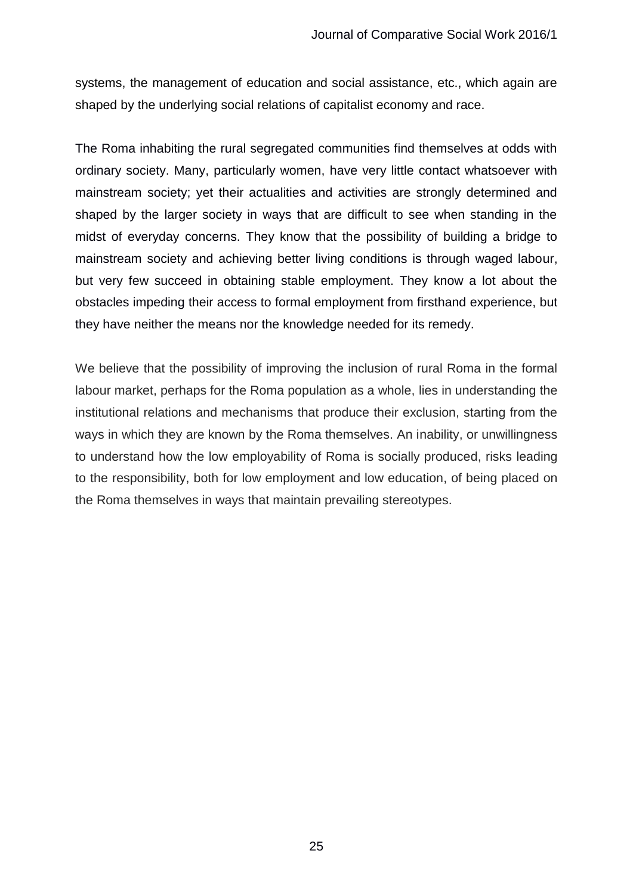systems, the management of education and social assistance, etc., which again are shaped by the underlying social relations of capitalist economy and race.

The Roma inhabiting the rural segregated communities find themselves at odds with ordinary society. Many, particularly women, have very little contact whatsoever with mainstream society; yet their actualities and activities are strongly determined and shaped by the larger society in ways that are difficult to see when standing in the midst of everyday concerns. They know that the possibility of building a bridge to mainstream society and achieving better living conditions is through waged labour, but very few succeed in obtaining stable employment. They know a lot about the obstacles impeding their access to formal employment from firsthand experience, but they have neither the means nor the knowledge needed for its remedy.

We believe that the possibility of improving the inclusion of rural Roma in the formal labour market, perhaps for the Roma population as a whole, lies in understanding the institutional relations and mechanisms that produce their exclusion, starting from the ways in which they are known by the Roma themselves. An inability, or unwillingness to understand how the low employability of Roma is socially produced, risks leading to the responsibility, both for low employment and low education, of being placed on the Roma themselves in ways that maintain prevailing stereotypes.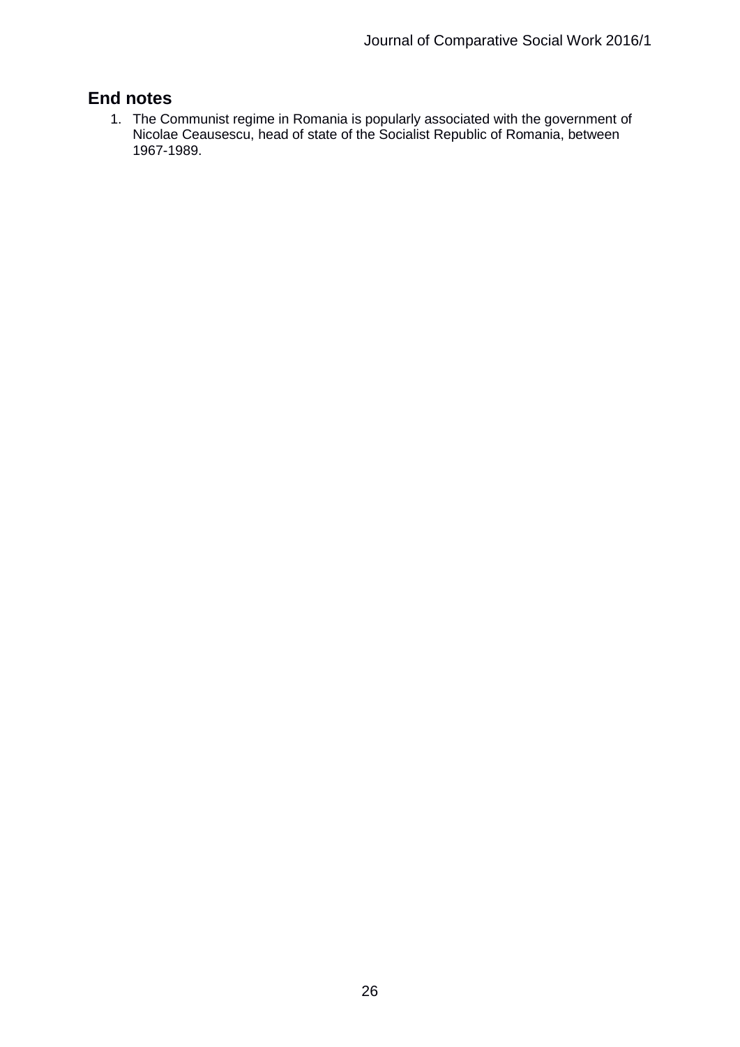## End notes

1. The Communist regime in Romania is popularly associated with the government of Nicolae Ceausescu, head of state of the Socialist Republic of Romania, between 1967-1989.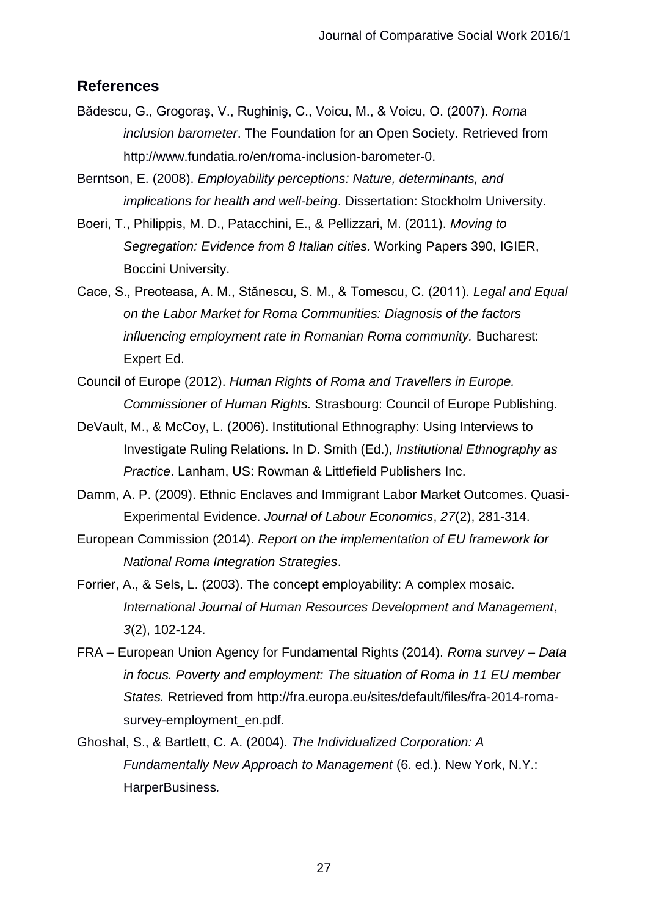## References

Bădescu, G., Grogoraş, V., Rughiniş, C., Voicu, M., & Voicu, O. (2007). *Roma inclusion barometer*. The Foundation for an Open Society. Retrieved from http://www.fundatia.ro/en/roma-inclusion-barometer-0.

Berntson, E. (2008). *Employability perceptions: Nature, determinants, and implications for health and well-being*. Dissertation: Stockholm University.

Boeri, T., Philippis, M. D., Patacchini, E., & Pellizzari, M. (2011). *Moving to Segregation: Evidence from 8 Italian cities.* Working Papers 390, IGIER, Boccini University.

Cace, S., Preoteasa, A. M., Stănescu, S. M., & Tomescu, C. (2011). *Legal and Equal on the Labor Market for Roma Communities: Diagnosis of the factors influencing employment rate in Romanian Roma community.* Bucharest: Expert Ed.

Council of Europe (2012). *Human Rights of Roma and Travellers in Europe. Commissioner of Human Rights.* Strasbourg: Council of Europe Publishing.

DeVault, M., & McCoy, L. (2006). Institutional Ethnography: Using Interviews to Investigate Ruling Relations. In D. Smith (Ed.), *Institutional Ethnography as Practice*. Lanham, US: Rowman & Littlefield Publishers Inc.

Damm, A. P. (2009). Ethnic Enclaves and Immigrant Labor Market Outcomes. Quasi-Experimental Evidence. *Journal of Labour Economics*, *27*(2), 281-314.

European Commission (2014). *Report on the implementation of EU framework for National Roma Integration Strategies*.

Forrier, A., & Sels, L. (2003). The concept employability: A complex mosaic. *International Journal of Human Resources Development and Management*, *3*(2), 102-124.

FRA – European Union Agency for Fundamental Rights (2014). *Roma survey – Data in focus. Poverty and employment: The situation of Roma in 11 EU member States.* Retrieved from http://fra.europa.eu/sites/default/files/fra-2014-roma-survey-employment_en.pdf.

Ghoshal, S., & Bartlett, C. A. (2004). *The Individualized Corporation: A Fundamentally New Approach to Management* (6. ed.). New York, N.Y.: HarperBusiness*.*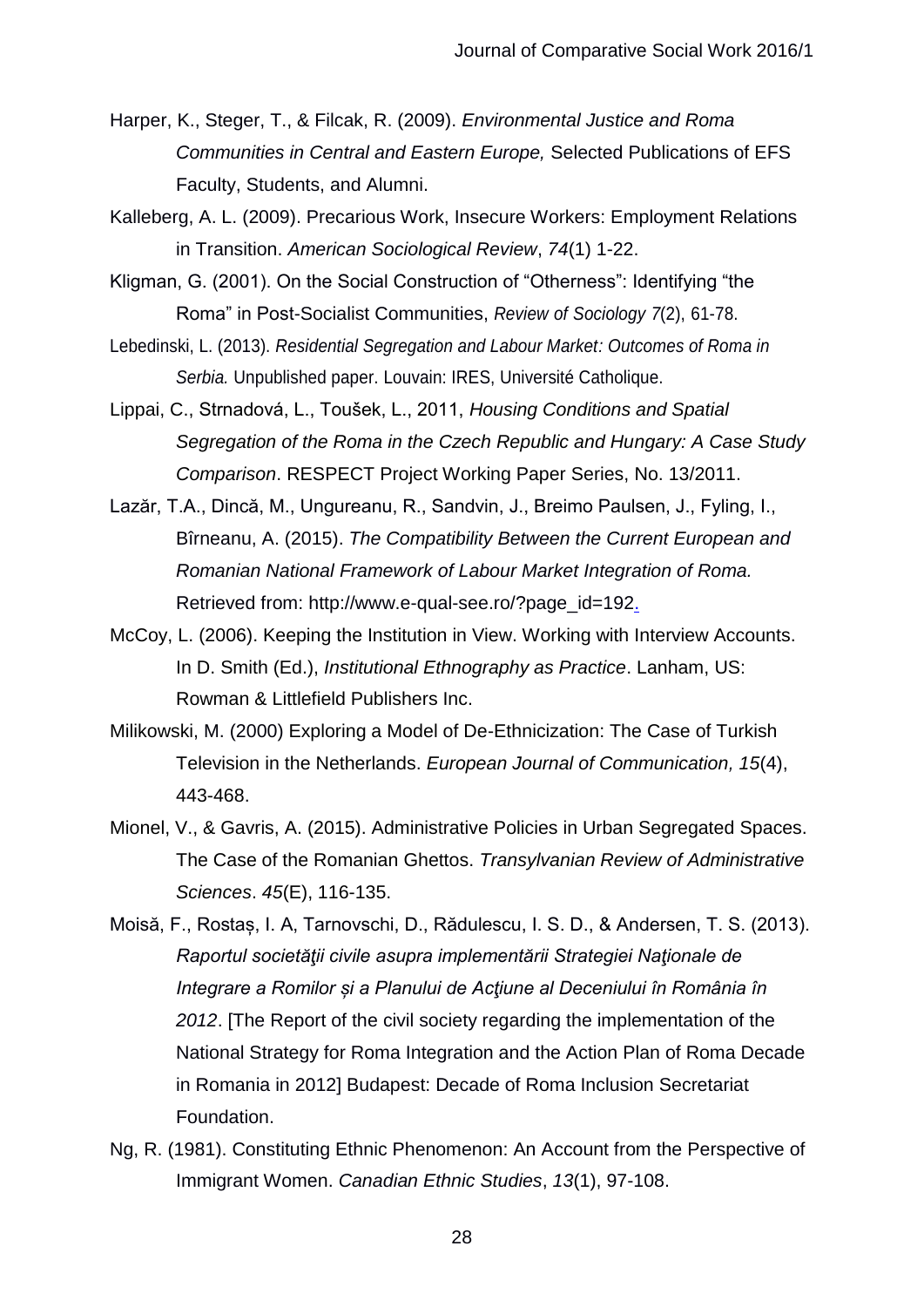Harper, K., Steger, T., & Filcak, R. (2009). *Environmental Justice and Roma Communities in Central and Eastern Europe,* Selected Publications of EFS Faculty, Students, and Alumni.

Kalleberg, A. L. (2009). Precarious Work, Insecure Workers: Employment Relations in Transition. *American Sociological Review*, *74*(1) 1-22.

Kligman, G. (2001). On the Social Construction of "Otherness": Identifying "the Roma" in Post-Socialist Communities, *Review of Sociology 7*(2), 61-78.

Lebedinski, L. (2013). *Residential Segregation and Labour Market: Outcomes of Roma in Serbia.* Unpublished paper. Louvain: IRES, Université Catholique.

Lippai, C., Strnadová, L., Toušek, L., 2011, *Housing Conditions and Spatial Segregation of the Roma in the Czech Republic and Hungary: A Case Study Comparison*. RESPECT Project Working Paper Series, No. 13/2011.

Lazăr, T.A., Dincă, M., Ungureanu, R., Sandvin, J., Breimo Paulsen, J., Fyling, I., Bîrneanu, A. (2015). *The Compatibility Between the Current European and Romanian National Framework of Labour Market Integration of Roma.* Retrieved from: http://www.e-qual-see.ro/?page_id=192.

McCoy, L. (2006). Keeping the Institution in View. Working with Interview Accounts. In D. Smith (Ed.), *Institutional Ethnography as Practice*. Lanham, US: Rowman & Littlefield Publishers Inc.

Milikowski, M. (2000) Exploring a Model of De-Ethnicization: The Case of Turkish Television in the Netherlands. *European Journal of Communication, 15*(4), 443-468.

Mionel, V., & Gavris, A. (2015). Administrative Policies in Urban Segregated Spaces. The Case of the Romanian Ghettos. *Transylvanian Review of Administrative Sciences*. *45*(E), 116-135.

Moisă, F., Rostaș, I. A, Tarnovschi, D., Rădulescu, I. S. D., & Andersen, T. S. (2013). *Raportul societăţii civile asupra implementării Strategiei Naţionale de Integrare a Romilor și a Planului de Acţiune al Deceniului în România în 2012*. [The Report of the civil society regarding the implementation of the National Strategy for Roma Integration and the Action Plan of Roma Decade in Romania in 2012] Budapest: Decade of Roma Inclusion Secretariat Foundation.

Ng, R. (1981). Constituting Ethnic Phenomenon: An Account from the Perspective of Immigrant Women. *Canadian Ethnic Studies*, *13*(1), 97-108.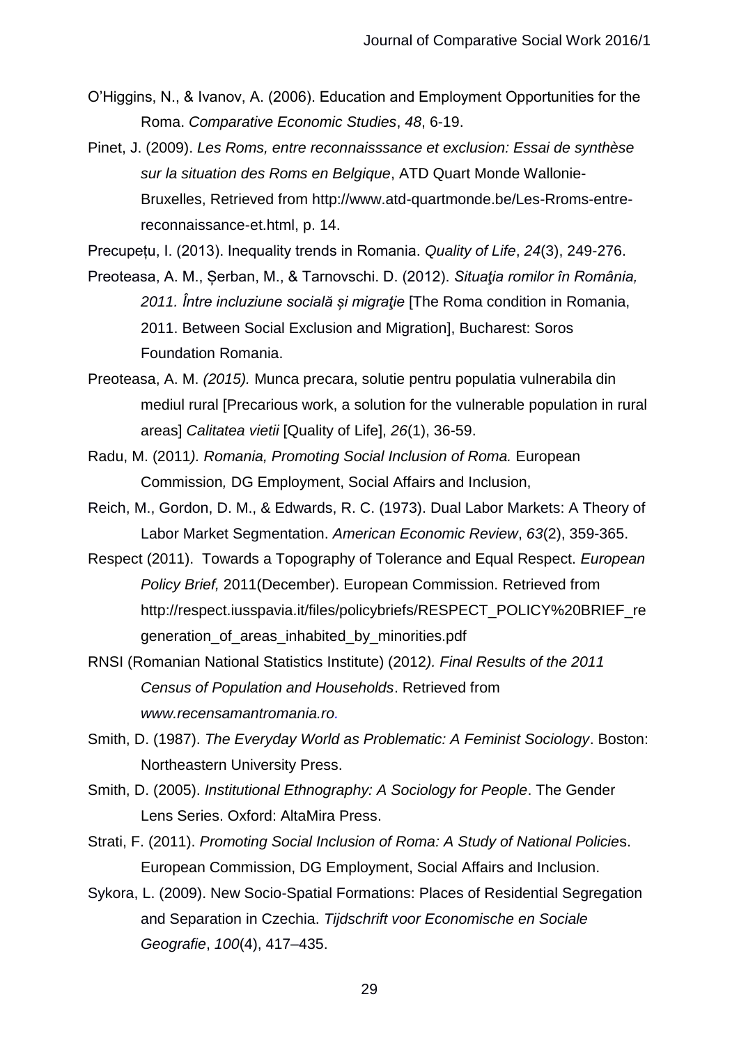O'Higgins, N., & Ivanov, A. (2006). Education and Employment Opportunities for the Roma. *Comparative Economic Studies*, *48*, 6-19.

Pinet, J. (2009). *Les Roms, entre reconnaisssance et exclusion: Essai de synthèse sur la situation des Roms en Belgique*, ATD Quart Monde Wallonie-Bruxelles, Retrieved from http://www.atd-quartmonde.be/Les-Rroms-entre-reconnaissance-et.html, p. 14.

Precupețu, I. (2013). Inequality trends in Romania. *Quality of Life*, *24*(3), 249-276.

Preoteasa, A. M., Șerban, M., & Tarnovschi. D. (2012). *Situaţia romilor în România, 2011. Între incluziune socială și migraţie* [The Roma condition in Romania, 2011. Between Social Exclusion and Migration], Bucharest: Soros Foundation Romania.

Preoteasa, A. M. *(2015).* Munca precara, solutie pentru populatia vulnerabila din mediul rural [Precarious work, a solution for the vulnerable population in rural areas] *Calitatea vietii* [Quality of Life], *26*(1), 36-59.

Radu, M. (2011*). Romania, Promoting Social Inclusion of Roma.* European Commission*,* DG Employment, Social Affairs and Inclusion,

Reich, M., Gordon, D. M., & Edwards, R. C. (1973). Dual Labor Markets: A Theory of Labor Market Segmentation. *American Economic Review*, *63*(2), 359-365.

Respect (2011). Towards a Topography of Tolerance and Equal Respect. *European Policy Brief,* 2011(December). European Commission. Retrieved from http://respect.iusspavia.it/files/policybriefs/RESPECT_POLICY%20BRIEF_regeneration_of_areas_inhabited_by_minorities.pdf

RNSI (Romanian National Statistics Institute) (2012*). Final Results of the 2011 Census of Population and Households*. Retrieved from *www.recensamantromania.ro.*

Smith, D. (1987). *The Everyday World as Problematic: A Feminist Sociology*. Boston: Northeastern University Press.

Smith, D. (2005). *Institutional Ethnography: A Sociology for People*. The Gender Lens Series. Oxford: AltaMira Press.

Strati, F. (2011). *Promoting Social Inclusion of Roma: A Study of National Policie*s. European Commission, DG Employment, Social Affairs and Inclusion.

Sykora, L. (2009). New Socio-Spatial Formations: Places of Residential Segregation and Separation in Czechia. *Tijdschrift voor Economische en Sociale Geografie*, *100*(4), 417–435.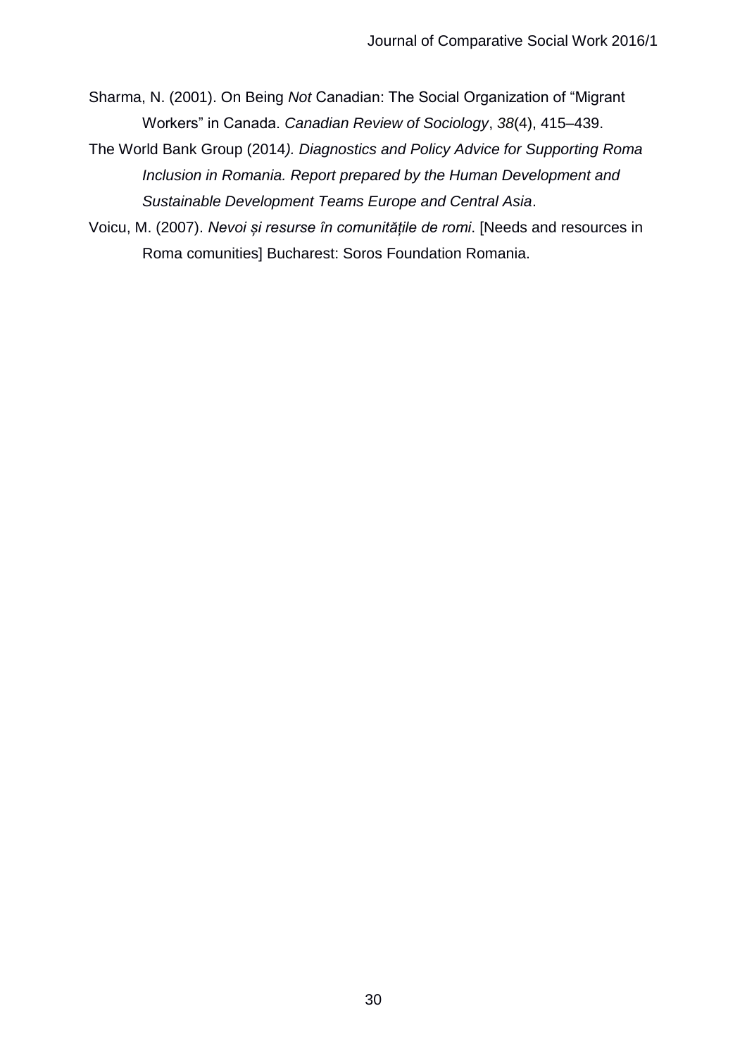Sharma, N. (2001). On Being *Not* Canadian: The Social Organization of "Migrant Workers" in Canada. *Canadian Review of Sociology*, *38*(4), 415–439.

The World Bank Group (2014*). Diagnostics and Policy Advice for Supporting Roma Inclusion in Romania. Report prepared by the Human Development and Sustainable Development Teams Europe and Central Asia*.

Voicu, M. (2007). *Nevoi și resurse în comunitățile de romi*. [Needs and resources in Roma comunities] Bucharest: Soros Foundation Romania.